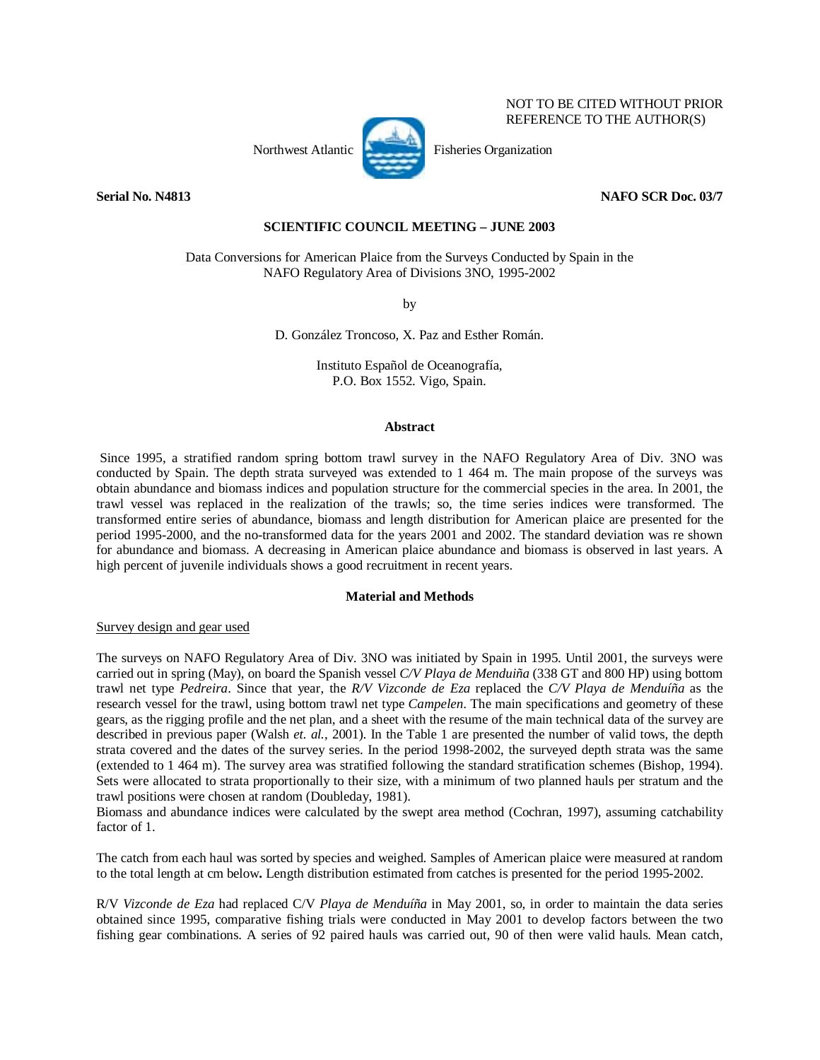NOT TO BE CITED WITHOUT PRIOR REFERENCE TO THE AUTHOR(S)

Northwest Atlantic Fisheries Organization

**Serial No. N4813** **NAFO SCR Doc. 03/7**

**SCIENTIFIC COUNCIL MEETING – JUNE 2003**

# Data Conversions for American Plaice from the Surveys Conducted by Spain in the NAFO Regulatory Area of Divisions 3NO, 1995-2002

by

D. González Troncoso, X. Paz and Esther Román.

Instituto Español de Oceanografía,
P.O. Box 1552. Vigo, Spain.

## Abstract

Since 1995, a stratified random spring bottom trawl survey in the NAFO Regulatory Area of Div. 3NO was conducted by Spain. The depth strata surveyed was extended to 1 464 m. The main propose of the surveys was obtain abundance and biomass indices and population structure for the commercial species in the area. In 2001, the trawl vessel was replaced in the realization of the trawls; so, the time series indices were transformed. The transformed entire series of abundance, biomass and length distribution for American plaice are presented for the period 1995-2000, and the no-transformed data for the years 2001 and 2002. The standard deviation was re shown for abundance and biomass. A decreasing in American plaice abundance and biomass is observed in last years. A high percent of juvenile individuals shows a good recruitment in recent years.

## Material and Methods

Survey design and gear used

The surveys on NAFO Regulatory Area of Div. 3NO was initiated by Spain in 1995. Until 2001, the surveys were carried out in spring (May), on board the Spanish vessel *C/V Playa de Menduiña* (338 GT and 800 HP) using bottom trawl net type *Pedreira*. Since that year, the *R/V Vizconde de Eza* replaced the *C/V Playa de Menduíña* as the research vessel for the trawl, using bottom trawl net type *Campelen*. The main specifications and geometry of these gears, as the rigging profile and the net plan, and a sheet with the resume of the main technical data of the survey are described in previous paper (Walsh *et. al.*, 2001). In the Table 1 are presented the number of valid tows, the depth strata covered and the dates of the survey series. In the period 1998-2002, the surveyed depth strata was the same (extended to 1 464 m). The survey area was stratified following the standard stratification schemes (Bishop, 1994). Sets were allocated to strata proportionally to their size, with a minimum of two planned hauls per stratum and the trawl positions were chosen at random (Doubleday, 1981).
Biomass and abundance indices were calculated by the swept area method (Cochran, 1997), assuming catchability factor of 1.

The catch from each haul was sorted by species and weighed. Samples of American plaice were measured at random to the total length at cm below**.** Length distribution estimated from catches is presented for the period 1995-2002.

R/V *Vizconde de Eza* had replaced C/V *Playa de Menduíña* in May 2001, so, in order to maintain the data series obtained since 1995, comparative fishing trials were conducted in May 2001 to develop factors between the two fishing gear combinations. A series of 92 paired hauls was carried out, 90 of then were valid hauls. Mean catch,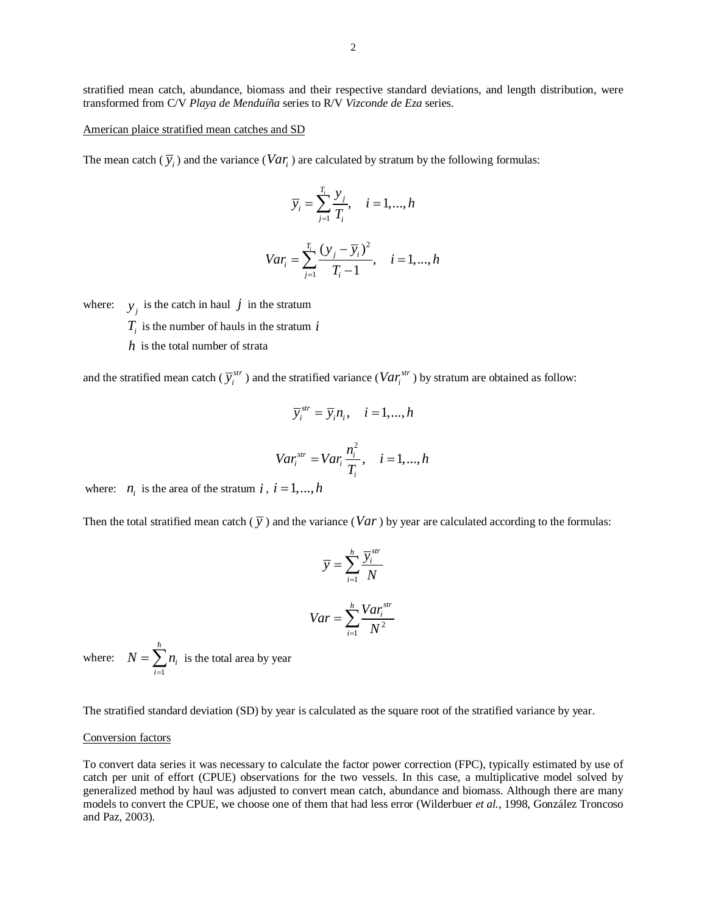stratified mean catch, abundance, biomass and their respective standard deviations, and length distribution, were transformed from C/V *Playa de Menduíña* series to R/V *Vizconde de Eza* series.

American plaice stratified mean catches and SD

The mean catch ($\bar{y}_i$) and the variance ($Var_i$) are calculated by stratum by the following formulas:

$$\bar{y}_i = \sum_{j=1}^{T_i} \frac{y_j}{T_i}, \quad i = 1,...,h$$

$$Var_i = \sum_{j=1}^{T_i} \frac{(y_j - \bar{y}_i)^2}{T_i - 1}, \quad i = 1,...,h$$

where: $y_j$ is the catch in haul $j$ in the stratum

$T_i$ is the number of hauls in the stratum $i$

$h$ is the total number of strata

and the stratified mean catch ($\bar{y}_i^{str}$) and the stratified variance ($Var_i^{str}$) by stratum are obtained as follow:

$$\bar{y}_i^{str} = \bar{y}_i n_i, \quad i = 1,...,h$$

$$Var_i^{str} = Var_i \frac{n_i^2}{T_i}, \quad i = 1,...,h$$

where: $n_i$ is the area of the stratum $i$, $i = 1,...,h$

Then the total stratified mean catch ($\bar{y}$) and the variance ($Var$) by year are calculated according to the formulas:

$$\bar{y} = \sum_{i=1}^{h} \frac{\bar{y}_i^{str}}{N}$$

$$Var = \sum_{i=1}^{h} \frac{Var_i^{str}}{N^2}$$

where: $N = \sum_{i=1}^{h} n_i$ is the total area by year

The stratified standard deviation (SD) by year is calculated as the square root of the stratified variance by year.

Conversion factors

To convert data series it was necessary to calculate the factor power correction (FPC), typically estimated by use of catch per unit of effort (CPUE) observations for the two vessels. In this case, a multiplicative model solved by generalized method by haul was adjusted to convert mean catch, abundance and biomass. Although there are many models to convert the CPUE, we choose one of them that had less error (Wilderbuer *et al.*, 1998, González Troncoso and Paz, 2003).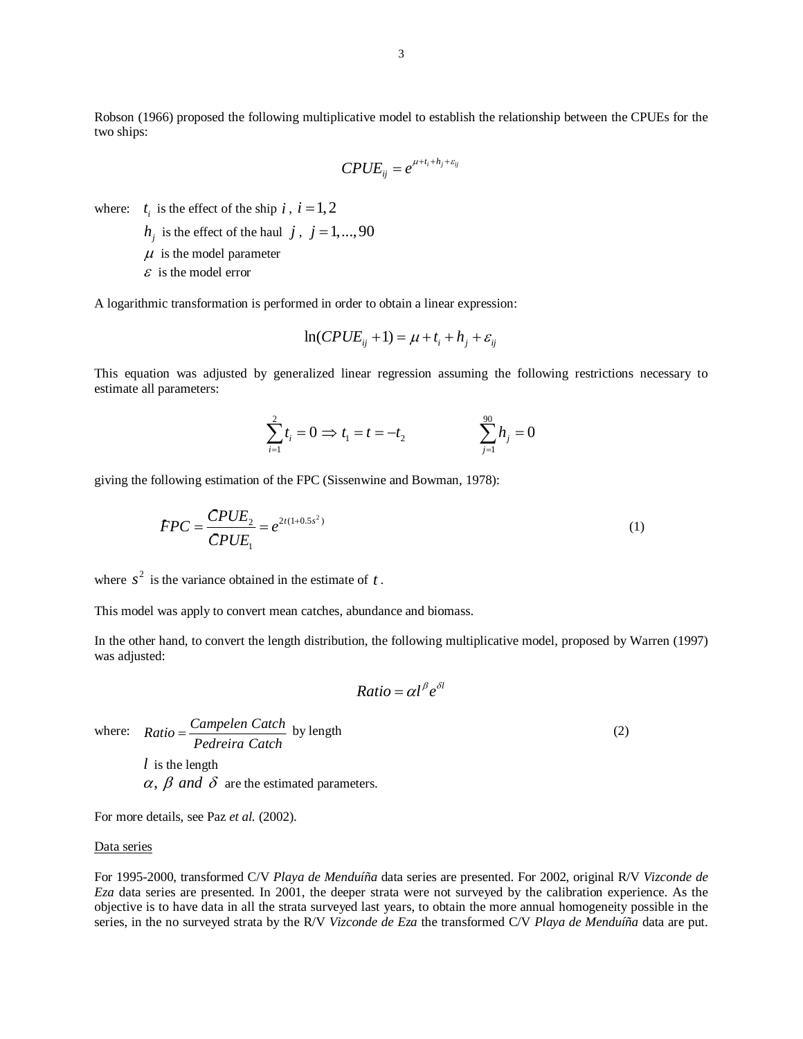Robson (1966) proposed the following multiplicative model to establish the relationship between the CPUEs for the two ships:

$$CPUE_{ij} = e^{\mu + t_i + h_j + \varepsilon_{ij}}$$

where: $t_i$ is the effect of the ship $i$, $i = 1, 2$

$h_j$ is the effect of the haul $j$, $j = 1, ..., 90$

$\mu$ is the model parameter

$\varepsilon$ is the model error

A logarithmic transformation is performed in order to obtain a linear expression:

$$\ln(CPUE_{ij} + 1) = \mu + t_i + h_j + \varepsilon_{ij}$$

This equation was adjusted by generalized linear regression assuming the following restrictions necessary to estimate all parameters:

$$\sum_{i=1}^{2} t_i = 0 \Rightarrow t_1 = t = -t_2 \qquad \qquad \sum_{j=1}^{90} h_j = 0$$

giving the following estimation of the FPC (Sissenwine and Bowman, 1978):

$$\hat{F}PC = \frac{\hat{C}PUE_2}{\hat{C}PUE_1} = e^{2t(1+0.5s^2)} \tag{1}$$

where $s^2$ is the variance obtained in the estimate of $t$.

This model was apply to convert mean catches, abundance and biomass.

In the other hand, to convert the length distribution, the following multiplicative model, proposed by Warren (1997) was adjusted:

$$Ratio = \alpha l^{\beta} e^{\delta l}$$

where: $Ratio = \dfrac{Campelen\ Catch}{Pedreira\ Catch}$ by length (2)

$l$ is the length

$\alpha,\ \beta\ and\ \delta$ are the estimated parameters.

For more details, see Paz *et al.* (2002).

Data series

For 1995-2000, transformed C/V *Playa de Menduíña* data series are presented. For 2002, original R/V *Vizconde de Eza* data series are presented. In 2001, the deeper strata were not surveyed by the calibration experience. As the objective is to have data in all the strata surveyed last years, to obtain the more annual homogeneity possible in the series, in the no surveyed strata by the R/V *Vizconde de Eza* the transformed C/V *Playa de Menduíña* data are put.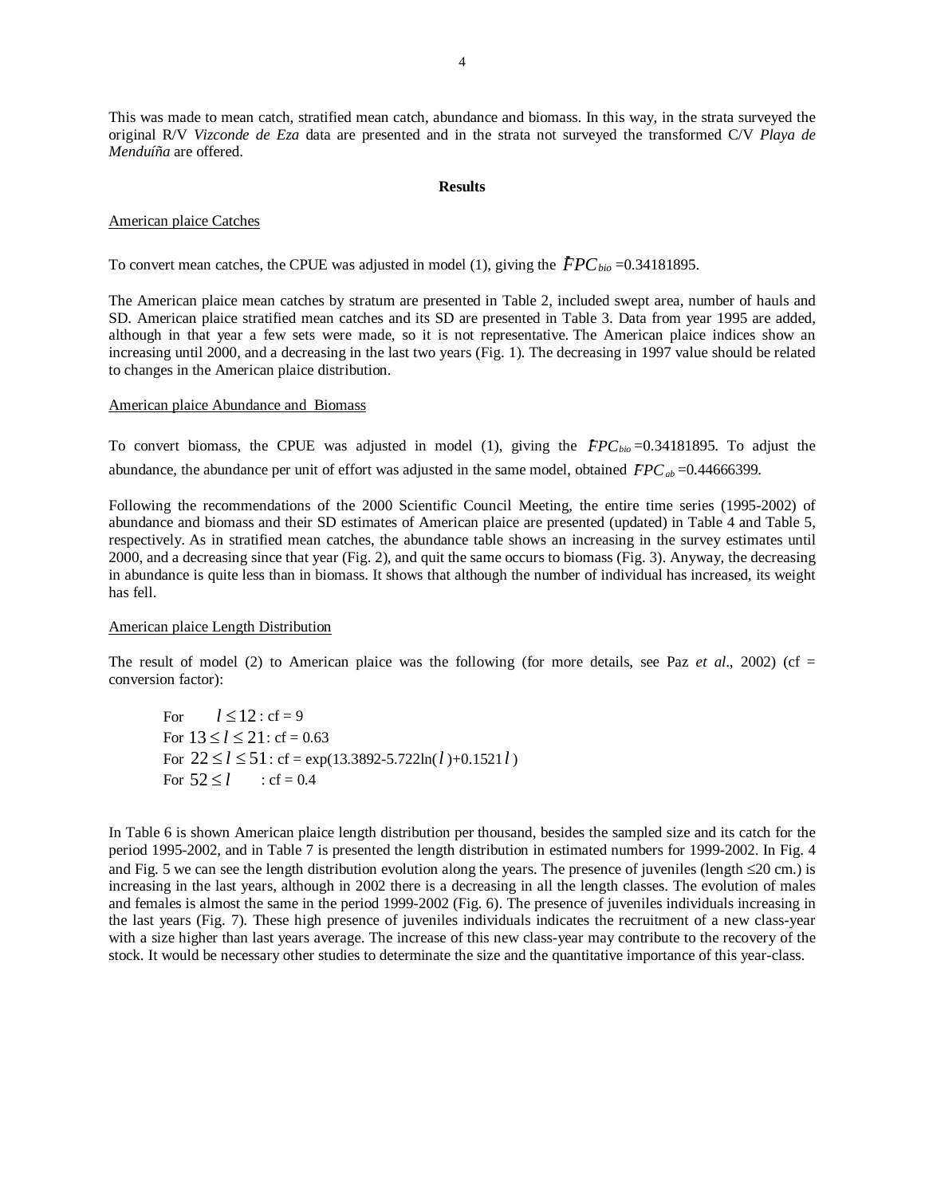This was made to mean catch, stratified mean catch, abundance and biomass. In this way, in the strata surveyed the original R/V *Vizconde de Eza* data are presented and in the strata not surveyed the transformed C/V *Playa de Menduíña* are offered.

## Results

American plaice Catches

To convert mean catches, the CPUE was adjusted in model (1), giving the $\hat{F}PC_{bio}$ =0.34181895.

The American plaice mean catches by stratum are presented in Table 2, included swept area, number of hauls and SD. American plaice stratified mean catches and its SD are presented in Table 3. Data from year 1995 are added, although in that year a few sets were made, so it is not representative. The American plaice indices show an increasing until 2000, and a decreasing in the last two years (Fig. 1). The decreasing in 1997 value should be related to changes in the American plaice distribution.

American plaice Abundance and Biomass

To convert biomass, the CPUE was adjusted in model (1), giving the $\hat{F}PC_{bio}$ =0.34181895. To adjust the abundance, the abundance per unit of effort was adjusted in the same model, obtained $\hat{F}PC_{ab}$ =0.44666399.

Following the recommendations of the 2000 Scientific Council Meeting, the entire time series (1995-2002) of abundance and biomass and their SD estimates of American plaice are presented (updated) in Table 4 and Table 5, respectively. As in stratified mean catches, the abundance table shows an increasing in the survey estimates until 2000, and a decreasing since that year (Fig. 2), and quit the same occurs to biomass (Fig. 3). Anyway, the decreasing in abundance is quite less than in biomass. It shows that although the number of individual has increased, its weight has fell.

American plaice Length Distribution

The result of model (2) to American plaice was the following (for more details, see Paz *et al*., 2002) (cf = conversion factor):

For $l \leq 12$ : cf = 9
For $13 \leq l \leq 21$: cf = 0.63
For $22 \leq l \leq 51$: cf = exp(13.3892-5.722ln($l$)+0.1521$l$)
For $52 \leq l$ : cf = 0.4

In Table 6 is shown American plaice length distribution per thousand, besides the sampled size and its catch for the period 1995-2002, and in Table 7 is presented the length distribution in estimated numbers for 1999-2002. In Fig. 4 and Fig. 5 we can see the length distribution evolution along the years. The presence of juveniles (length ≤20 cm.) is increasing in the last years, although in 2002 there is a decreasing in all the length classes. The evolution of males and females is almost the same in the period 1999-2002 (Fig. 6). The presence of juveniles individuals increasing in the last years (Fig. 7). These high presence of juveniles individuals indicates the recruitment of a new class-year with a size higher than last years average. The increase of this new class-year may contribute to the recovery of the stock. It would be necessary other studies to determinate the size and the quantitative importance of this year-class.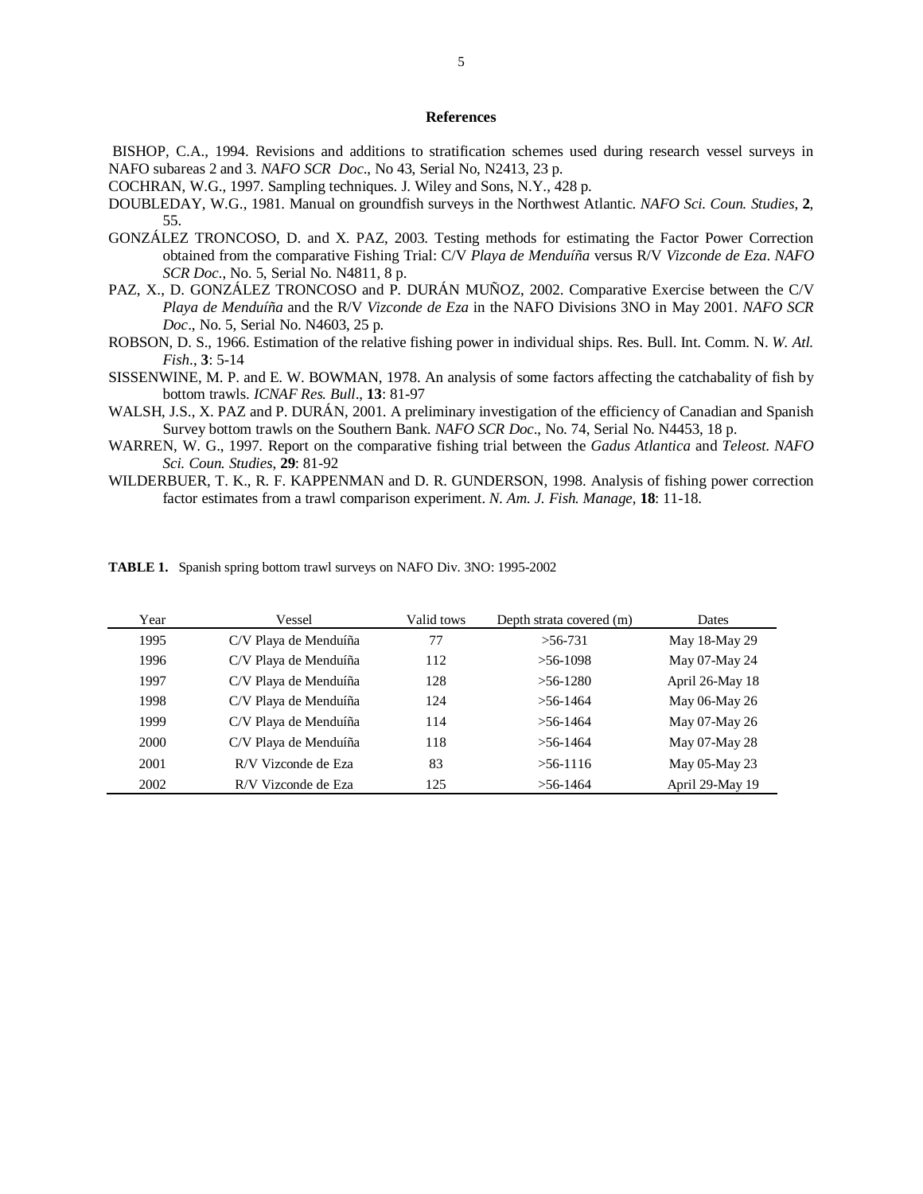## References

BISHOP, C.A., 1994. Revisions and additions to stratification schemes used during research vessel surveys in NAFO subareas 2 and 3. *NAFO SCR Doc*., No 43, Serial No, N2413, 23 p.

COCHRAN, W.G., 1997. Sampling techniques. J. Wiley and Sons, N.Y., 428 p.

DOUBLEDAY, W.G., 1981. Manual on groundfish surveys in the Northwest Atlantic. *NAFO Sci. Coun. Studies*, **2**, 55.

GONZÁLEZ TRONCOSO, D. and X. PAZ, 2003. Testing methods for estimating the Factor Power Correction obtained from the comparative Fishing Trial: C/V *Playa de Menduíña* versus R/V *Vizconde de Eza*. *NAFO SCR Doc*., No. 5, Serial No. N4811, 8 p.

PAZ, X., D. GONZÁLEZ TRONCOSO and P. DURÁN MUÑOZ, 2002. Comparative Exercise between the C/V *Playa de Menduíña* and the R/V *Vizconde de Eza* in the NAFO Divisions 3NO in May 2001. *NAFO SCR Doc*., No. 5, Serial No. N4603, 25 p.

ROBSON, D. S., 1966. Estimation of the relative fishing power in individual ships. Res. Bull. Int. Comm. N. *W. Atl. Fish*., **3**: 5-14

SISSENWINE, M. P. and E. W. BOWMAN, 1978. An analysis of some factors affecting the catchabality of fish by bottom trawls. *ICNAF Res. Bull*., **13**: 81-97

WALSH, J.S., X. PAZ and P. DURÁN, 2001. A preliminary investigation of the efficiency of Canadian and Spanish Survey bottom trawls on the Southern Bank. *NAFO SCR Doc*., No. 74, Serial No. N4453, 18 p.

WARREN, W. G., 1997. Report on the comparative fishing trial between the *Gadus Atlantica* and *Teleost*. *NAFO Sci. Coun. Studies*, **29**: 81-92

WILDERBUER, T. K., R. F. KAPPENMAN and D. R. GUNDERSON, 1998. Analysis of fishing power correction factor estimates from a trawl comparison experiment. *N. Am. J. Fish. Manage*, **18**: 11-18.

**TABLE 1.** Spanish spring bottom trawl surveys on NAFO Div. 3NO: 1995-2002

| Year | Vessel | Valid tows | Depth strata covered (m) | Dates |
|---|---|---|---|---|
| 1995 | C/V Playa de Menduíña | 77 | >56-731 | May 18-May 29 |
| 1996 | C/V Playa de Menduíña | 112 | >56-1098 | May 07-May 24 |
| 1997 | C/V Playa de Menduíña | 128 | >56-1280 | April 26-May 18 |
| 1998 | C/V Playa de Menduíña | 124 | >56-1464 | May 06-May 26 |
| 1999 | C/V Playa de Menduíña | 114 | >56-1464 | May 07-May 26 |
| 2000 | C/V Playa de Menduíña | 118 | >56-1464 | May 07-May 28 |
| 2001 | R/V Vizconde de Eza | 83 | >56-1116 | May 05-May 23 |
| 2002 | R/V Vizconde de Eza | 125 | >56-1464 | April 29-May 19 |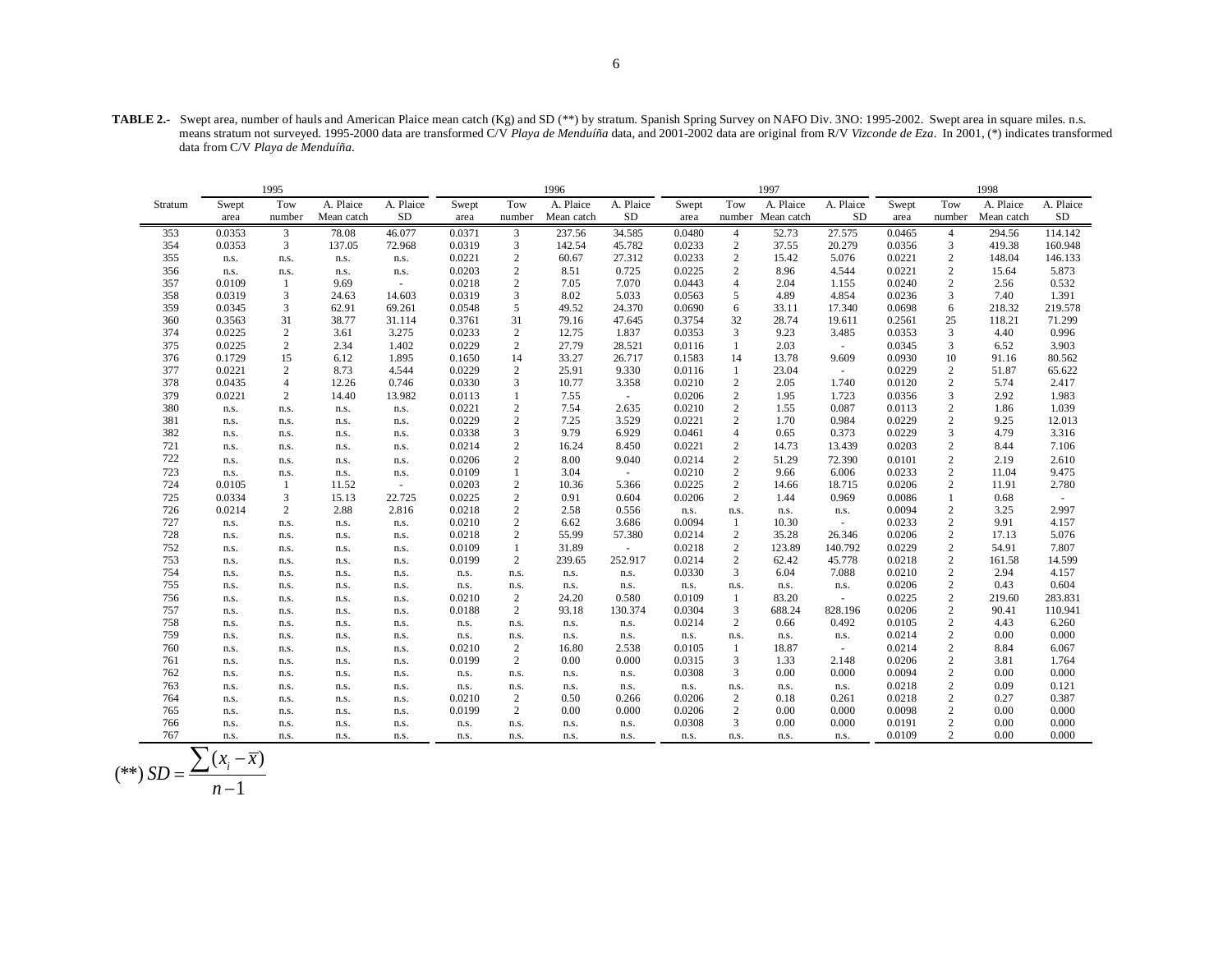**TABLE 2.-** Swept area, number of hauls and American Plaice mean catch (Kg) and SD (**) by stratum. Spanish Spring Survey on NAFO Div. 3NO: 1995-2002. Swept area in square miles. n.s. means stratum not surveyed. 1995-2000 data are transformed C/V *Playa de Menduíña* data, and 2001-2002 data are original from R/V *Vizconde de Eza*. In 2001, (*) indicates transformed data from C/V *Playa de Menduíña*.

| | 1995 | | | | 1996 | | | | 1997 | | | | 1998 | | | |
|---|---|---|---|---|---|---|---|---|---|---|---|---|---|---|---|---|
| Stratum | Swept area | Tow number | A. Plaice Mean catch | A. Plaice SD | Swept area | Tow number | A. Plaice Mean catch | A. Plaice SD | Swept area | Tow number | A. Plaice Mean catch | A. Plaice SD | Swept area | Tow number | A. Plaice Mean catch | A. Plaice SD |
| 353 | 0.0353 | 3 | 78.08 | 46.077 | 0.0371 | 3 | 237.56 | 34.585 | 0.0480 | 4 | 52.73 | 27.575 | 0.0465 | 4 | 294.56 | 114.142 |
| 354 | 0.0353 | 3 | 137.05 | 72.968 | 0.0319 | 3 | 142.54 | 45.782 | 0.0233 | 2 | 37.55 | 20.279 | 0.0356 | 3 | 419.38 | 160.948 |
| 355 | n.s. | n.s. | n.s. | n.s. | 0.0221 | 2 | 60.67 | 27.312 | 0.0233 | 2 | 15.42 | 5.076 | 0.0221 | 2 | 148.04 | 146.133 |
| 356 | n.s. | n.s. | n.s. | n.s. | 0.0203 | 2 | 8.51 | 0.725 | 0.0225 | 2 | 8.96 | 4.544 | 0.0221 | 2 | 15.64 | 5.873 |
| 357 | 0.0109 | 1 | 9.69 | - | 0.0218 | 2 | 7.05 | 7.070 | 0.0443 | 4 | 2.04 | 1.155 | 0.0240 | 2 | 2.56 | 0.532 |
| 358 | 0.0319 | 3 | 24.63 | 14.603 | 0.0319 | 3 | 8.02 | 5.033 | 0.0563 | 5 | 4.89 | 4.854 | 0.0236 | 3 | 7.40 | 1.391 |
| 359 | 0.0345 | 3 | 62.91 | 69.261 | 0.0548 | 5 | 49.52 | 24.370 | 0.0690 | 6 | 33.11 | 17.340 | 0.0698 | 6 | 218.32 | 219.578 |
| 360 | 0.3563 | 31 | 38.77 | 31.114 | 0.3761 | 31 | 79.16 | 47.645 | 0.3754 | 32 | 28.74 | 19.611 | 0.2561 | 25 | 118.21 | 71.299 |
| 374 | 0.0225 | 2 | 3.61 | 3.275 | 0.0233 | 2 | 12.75 | 1.837 | 0.0353 | 3 | 9.23 | 3.485 | 0.0353 | 3 | 4.40 | 0.996 |
| 375 | 0.0225 | 2 | 2.34 | 1.402 | 0.0229 | 2 | 27.79 | 28.521 | 0.0116 | 1 | 2.03 | - | 0.0345 | 3 | 6.52 | 3.903 |
| 376 | 0.1729 | 15 | 6.12 | 1.895 | 0.1650 | 14 | 33.27 | 26.717 | 0.1583 | 14 | 13.78 | 9.609 | 0.0930 | 10 | 91.16 | 80.562 |
| 377 | 0.0221 | 2 | 8.73 | 4.544 | 0.0229 | 2 | 25.91 | 9.330 | 0.0116 | 1 | 23.04 | - | 0.0229 | 2 | 51.87 | 65.622 |
| 378 | 0.0435 | 4 | 12.26 | 0.746 | 0.0330 | 3 | 10.77 | 3.358 | 0.0210 | 2 | 2.05 | 1.740 | 0.0120 | 2 | 5.74 | 2.417 |
| 379 | 0.0221 | 2 | 14.40 | 13.982 | 0.0113 | 1 | 7.55 | - | 0.0206 | 2 | 1.95 | 1.723 | 0.0356 | 3 | 2.92 | 1.983 |
| 380 | n.s. | n.s. | n.s. | n.s. | 0.0221 | 2 | 7.54 | 2.635 | 0.0210 | 2 | 1.55 | 0.087 | 0.0113 | 2 | 1.86 | 1.039 |
| 381 | n.s. | n.s. | n.s. | n.s. | 0.0229 | 2 | 7.25 | 3.529 | 0.0221 | 2 | 1.70 | 0.984 | 0.0229 | 2 | 9.25 | 12.013 |
| 382 | n.s. | n.s. | n.s. | n.s. | 0.0338 | 3 | 9.79 | 6.929 | 0.0461 | 4 | 0.65 | 0.373 | 0.0229 | 3 | 4.79 | 3.316 |
| 721 | n.s. | n.s. | n.s. | n.s. | 0.0214 | 2 | 16.24 | 8.450 | 0.0221 | 2 | 14.73 | 13.439 | 0.0203 | 2 | 8.44 | 7.106 |
| 722 | n.s. | n.s. | n.s. | n.s. | 0.0206 | 2 | 8.00 | 9.040 | 0.0214 | 2 | 51.29 | 72.390 | 0.0101 | 2 | 2.19 | 2.610 |
| 723 | n.s. | n.s. | n.s. | n.s. | 0.0109 | 1 | 3.04 | - | 0.0210 | 2 | 9.66 | 6.006 | 0.0233 | 2 | 11.04 | 9.475 |
| 724 | 0.0105 | 1 | 11.52 | - | 0.0203 | 2 | 10.36 | 5.366 | 0.0225 | 2 | 14.66 | 18.715 | 0.0206 | 2 | 11.91 | 2.780 |
| 725 | 0.0334 | 3 | 15.13 | 22.725 | 0.0225 | 2 | 0.91 | 0.604 | 0.0206 | 2 | 1.44 | 0.969 | 0.0086 | 1 | 0.68 | - |
| 726 | 0.0214 | 2 | 2.88 | 2.816 | 0.0218 | 2 | 2.58 | 0.556 | n.s. | n.s. | n.s. | n.s. | 0.0094 | 2 | 3.25 | 2.997 |
| 727 | n.s. | n.s. | n.s. | n.s. | 0.0210 | 2 | 6.62 | 3.686 | 0.0094 | 1 | 10.30 | - | 0.0233 | 2 | 9.91 | 4.157 |
| 728 | n.s. | n.s. | n.s. | n.s. | 0.0218 | 2 | 55.99 | 57.380 | 0.0214 | 2 | 35.28 | 26.346 | 0.0206 | 2 | 17.13 | 5.076 |
| 752 | n.s. | n.s. | n.s. | n.s. | 0.0109 | 1 | 31.89 | - | 0.0218 | 2 | 123.89 | 140.792 | 0.0229 | 2 | 54.91 | 7.807 |
| 753 | n.s. | n.s. | n.s. | n.s. | 0.0199 | 2 | 239.65 | 252.917 | 0.0214 | 2 | 62.42 | 45.778 | 0.0218 | 2 | 161.58 | 14.599 |
| 754 | n.s. | n.s. | n.s. | n.s. | n.s. | n.s. | n.s. | n.s. | 0.0330 | 3 | 6.04 | 7.088 | 0.0210 | 2 | 2.94 | 4.157 |
| 755 | n.s. | n.s. | n.s. | n.s. | n.s. | n.s. | n.s. | n.s. | n.s. | n.s. | n.s. | n.s. | 0.0206 | 2 | 0.43 | 0.604 |
| 756 | n.s. | n.s. | n.s. | n.s. | 0.0210 | 2 | 24.20 | 0.580 | 0.0109 | 1 | 83.20 | - | 0.0225 | 2 | 219.60 | 283.831 |
| 757 | n.s. | n.s. | n.s. | n.s. | 0.0188 | 2 | 93.18 | 130.374 | 0.0304 | 3 | 688.24 | 828.196 | 0.0206 | 2 | 90.41 | 110.941 |
| 758 | n.s. | n.s. | n.s. | n.s. | n.s. | n.s. | n.s. | n.s. | 0.0214 | 2 | 0.66 | 0.492 | 0.0105 | 2 | 4.43 | 6.260 |
| 759 | n.s. | n.s. | n.s. | n.s. | n.s. | n.s. | n.s. | n.s. | n.s. | n.s. | n.s. | n.s. | 0.0214 | 2 | 0.00 | 0.000 |
| 760 | n.s. | n.s. | n.s. | n.s. | 0.0210 | 2 | 16.80 | 2.538 | 0.0105 | 1 | 18.87 | - | 0.0214 | 2 | 8.84 | 6.067 |
| 761 | n.s. | n.s. | n.s. | n.s. | 0.0199 | 2 | 0.00 | 0.000 | 0.0315 | 3 | 1.33 | 2.148 | 0.0206 | 2 | 3.81 | 1.764 |
| 762 | n.s. | n.s. | n.s. | n.s. | n.s. | n.s. | n.s. | n.s. | 0.0308 | 3 | 0.00 | 0.000 | 0.0094 | 2 | 0.00 | 0.000 |
| 763 | n.s. | n.s. | n.s. | n.s. | n.s. | n.s. | n.s. | n.s. | n.s. | n.s. | n.s. | n.s. | 0.0218 | 2 | 0.09 | 0.121 |
| 764 | n.s. | n.s. | n.s. | n.s. | 0.0210 | 2 | 0.50 | 0.266 | 0.0206 | 2 | 0.18 | 0.261 | 0.0218 | 2 | 0.27 | 0.387 |
| 765 | n.s. | n.s. | n.s. | n.s. | 0.0199 | 2 | 0.00 | 0.000 | 0.0206 | 2 | 0.00 | 0.000 | 0.0098 | 2 | 0.00 | 0.000 |
| 766 | n.s. | n.s. | n.s. | n.s. | n.s. | n.s. | n.s. | n.s. | 0.0308 | 3 | 0.00 | 0.000 | 0.0191 | 2 | 0.00 | 0.000 |
| 767 | n.s. | n.s. | n.s. | n.s. | n.s. | n.s. | n.s. | n.s. | n.s. | n.s. | n.s. | n.s. | 0.0109 | 2 | 0.00 | 0.000 |

$$(^{**})\ SD = \frac{\sum (x_i - \bar{x})}{n-1}$$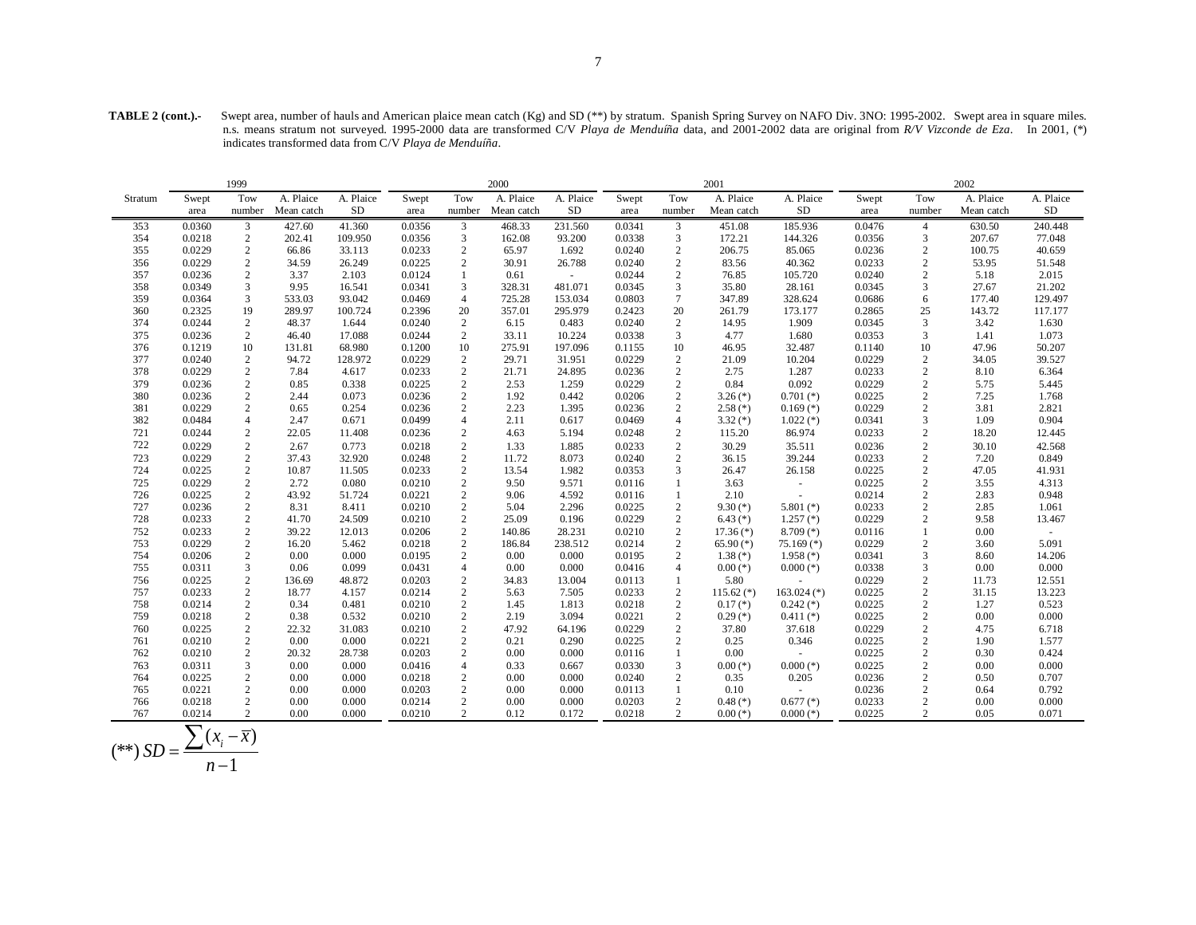**TABLE 2 (cont.).-** Swept area, number of hauls and American plaice mean catch (Kg) and SD (**) by stratum. Spanish Spring Survey on NAFO Div. 3NO: 1995-2002. Swept area in square miles. n.s. means stratum not surveyed. 1995-2000 data are transformed C/V *Playa de Menduíña* data, and 2001-2002 data are original from *R/V Vizconde de Eza*. In 2001, (*) indicates transformed data from C/V *Playa de Menduíña*.

| | 1999 | | | | 2000 | | | | 2001 | | | | 2002 | | | |
|---|---|---|---|---|---|---|---|---|---|---|---|---|---|---|---|---|
| Stratum | Swept area | Tow number | A. Plaice Mean catch | A. Plaice SD | Swept area | Tow number | A. Plaice Mean catch | A. Plaice SD | Swept area | Tow number | A. Plaice Mean catch | A. Plaice SD | Swept area | Tow number | A. Plaice Mean catch | A. Plaice SD |
| 353 | 0.0360 | 3 | 427.60 | 41.360 | 0.0356 | 3 | 468.33 | 231.560 | 0.0341 | 3 | 451.08 | 185.936 | 0.0476 | 4 | 630.50 | 240.448 |
| 354 | 0.0218 | 2 | 202.41 | 109.950 | 0.0356 | 3 | 162.08 | 93.200 | 0.0338 | 3 | 172.21 | 144.326 | 0.0356 | 3 | 207.67 | 77.048 |
| 355 | 0.0229 | 2 | 66.86 | 33.113 | 0.0233 | 2 | 65.97 | 1.692 | 0.0240 | 2 | 206.75 | 85.065 | 0.0236 | 2 | 100.75 | 40.659 |
| 356 | 0.0229 | 2 | 34.59 | 26.249 | 0.0225 | 2 | 30.91 | 26.788 | 0.0240 | 2 | 83.56 | 40.362 | 0.0233 | 2 | 53.95 | 51.548 |
| 357 | 0.0236 | 2 | 3.37 | 2.103 | 0.0124 | 1 | 0.61 | - | 0.0244 | 2 | 76.85 | 105.720 | 0.0240 | 2 | 5.18 | 2.015 |
| 358 | 0.0349 | 3 | 9.95 | 16.541 | 0.0341 | 3 | 328.31 | 481.071 | 0.0345 | 3 | 35.80 | 28.161 | 0.0345 | 3 | 27.67 | 21.202 |
| 359 | 0.0364 | 3 | 533.03 | 93.042 | 0.0469 | 4 | 725.28 | 153.034 | 0.0803 | 7 | 347.89 | 328.624 | 0.0686 | 6 | 177.40 | 129.497 |
| 360 | 0.2325 | 19 | 289.97 | 100.724 | 0.2396 | 20 | 357.01 | 295.979 | 0.2423 | 20 | 261.79 | 173.177 | 0.2865 | 25 | 143.72 | 117.177 |
| 374 | 0.0244 | 2 | 48.37 | 1.644 | 0.0240 | 2 | 6.15 | 0.483 | 0.0240 | 2 | 14.95 | 1.909 | 0.0345 | 3 | 3.42 | 1.630 |
| 375 | 0.0236 | 2 | 46.40 | 17.088 | 0.0244 | 2 | 33.11 | 10.224 | 0.0338 | 3 | 4.77 | 1.680 | 0.0353 | 3 | 1.41 | 1.073 |
| 376 | 0.1219 | 10 | 131.81 | 68.980 | 0.1200 | 10 | 275.91 | 197.096 | 0.1155 | 10 | 46.95 | 32.487 | 0.1140 | 10 | 47.96 | 50.207 |
| 377 | 0.0240 | 2 | 94.72 | 128.972 | 0.0229 | 2 | 29.71 | 31.951 | 0.0229 | 2 | 21.09 | 10.204 | 0.0229 | 2 | 34.05 | 39.527 |
| 378 | 0.0229 | 2 | 7.84 | 4.617 | 0.0233 | 2 | 21.71 | 24.895 | 0.0236 | 2 | 2.75 | 1.287 | 0.0233 | 2 | 8.10 | 6.364 |
| 379 | 0.0236 | 2 | 0.85 | 0.338 | 0.0225 | 2 | 2.53 | 1.259 | 0.0229 | 2 | 0.84 | 0.092 | 0.0229 | 2 | 5.75 | 5.445 |
| 380 | 0.0236 | 2 | 2.44 | 0.073 | 0.0236 | 2 | 1.92 | 0.442 | 0.0206 | 2 | 3.26 (*) | 0.701 (*) | 0.0225 | 2 | 7.25 | 1.768 |
| 381 | 0.0229 | 2 | 0.65 | 0.254 | 0.0236 | 2 | 2.23 | 1.395 | 0.0236 | 2 | 2.58 (*) | 0.169 (*) | 0.0229 | 2 | 3.81 | 2.821 |
| 382 | 0.0484 | 4 | 2.47 | 0.671 | 0.0499 | 4 | 2.11 | 0.617 | 0.0469 | 4 | 3.32 (*) | 1.022 (*) | 0.0341 | 3 | 1.09 | 0.904 |
| 721 | 0.0244 | 2 | 22.05 | 11.408 | 0.0236 | 2 | 4.63 | 5.194 | 0.0248 | 2 | 115.20 | 86.974 | 0.0233 | 2 | 18.20 | 12.445 |
| 722 | 0.0229 | 2 | 2.67 | 0.773 | 0.0218 | 2 | 1.33 | 1.885 | 0.0233 | 2 | 30.29 | 35.511 | 0.0236 | 2 | 30.10 | 42.568 |
| 723 | 0.0229 | 2 | 37.43 | 32.920 | 0.0248 | 2 | 11.72 | 8.073 | 0.0240 | 2 | 36.15 | 39.244 | 0.0233 | 2 | 7.20 | 0.849 |
| 724 | 0.0225 | 2 | 10.87 | 11.505 | 0.0233 | 2 | 13.54 | 1.982 | 0.0353 | 3 | 26.47 | 26.158 | 0.0225 | 2 | 47.05 | 41.931 |
| 725 | 0.0229 | 2 | 2.72 | 0.080 | 0.0210 | 2 | 9.50 | 9.571 | 0.0116 | 1 | 3.63 | - | 0.0225 | 2 | 3.55 | 4.313 |
| 726 | 0.0225 | 2 | 43.92 | 51.724 | 0.0221 | 2 | 9.06 | 4.592 | 0.0116 | 1 | 2.10 | - | 0.0214 | 2 | 2.83 | 0.948 |
| 727 | 0.0236 | 2 | 8.31 | 8.411 | 0.0210 | 2 | 5.04 | 2.296 | 0.0225 | 2 | 9.30 (*) | 5.801 (*) | 0.0233 | 2 | 2.85 | 1.061 |
| 728 | 0.0233 | 2 | 41.70 | 24.509 | 0.0210 | 2 | 25.09 | 0.196 | 0.0229 | 2 | 6.43 (*) | 1.257 (*) | 0.0229 | 2 | 9.58 | 13.467 |
| 752 | 0.0233 | 2 | 39.22 | 12.013 | 0.0206 | 2 | 140.86 | 28.231 | 0.0210 | 2 | 17.36 (*) | 8.709 (*) | 0.0116 | 1 | 0.00 | - |
| 753 | 0.0229 | 2 | 16.20 | 5.462 | 0.0218 | 2 | 186.84 | 238.512 | 0.0214 | 2 | 65.90 (*) | 75.169 (*) | 0.0229 | 2 | 3.60 | 5.091 |
| 754 | 0.0206 | 2 | 0.00 | 0.000 | 0.0195 | 2 | 0.00 | 0.000 | 0.0195 | 2 | 1.38 (*) | 1.958 (*) | 0.0341 | 3 | 8.60 | 14.206 |
| 755 | 0.0311 | 3 | 0.06 | 0.099 | 0.0431 | 4 | 0.00 | 0.000 | 0.0416 | 4 | 0.00 (*) | 0.000 (*) | 0.0338 | 3 | 0.00 | 0.000 |
| 756 | 0.0225 | 2 | 136.69 | 48.872 | 0.0203 | 2 | 34.83 | 13.004 | 0.0113 | 1 | 5.80 | - | 0.0229 | 2 | 11.73 | 12.551 |
| 757 | 0.0233 | 2 | 18.77 | 4.157 | 0.0214 | 2 | 5.63 | 7.505 | 0.0233 | 2 | 115.62 (*) | 163.024 (*) | 0.0225 | 2 | 31.15 | 13.223 |
| 758 | 0.0214 | 2 | 0.34 | 0.481 | 0.0210 | 2 | 1.45 | 1.813 | 0.0218 | 2 | 0.17 (*) | 0.242 (*) | 0.0225 | 2 | 1.27 | 0.523 |
| 759 | 0.0218 | 2 | 0.38 | 0.532 | 0.0210 | 2 | 2.19 | 3.094 | 0.0221 | 2 | 0.29 (*) | 0.411 (*) | 0.0225 | 2 | 0.00 | 0.000 |
| 760 | 0.0225 | 2 | 22.32 | 31.083 | 0.0210 | 2 | 47.92 | 64.196 | 0.0229 | 2 | 37.80 | 37.618 | 0.0229 | 2 | 4.75 | 6.718 |
| 761 | 0.0210 | 2 | 0.00 | 0.000 | 0.0221 | 2 | 0.21 | 0.290 | 0.0225 | 2 | 0.25 | 0.346 | 0.0225 | 2 | 1.90 | 1.577 |
| 762 | 0.0210 | 2 | 20.32 | 28.738 | 0.0203 | 2 | 0.00 | 0.000 | 0.0116 | 1 | 0.00 | - | 0.0225 | 2 | 0.30 | 0.424 |
| 763 | 0.0311 | 3 | 0.00 | 0.000 | 0.0416 | 4 | 0.33 | 0.667 | 0.0330 | 3 | 0.00 (*) | 0.000 (*) | 0.0225 | 2 | 0.00 | 0.000 |
| 764 | 0.0225 | 2 | 0.00 | 0.000 | 0.0218 | 2 | 0.00 | 0.000 | 0.0240 | 2 | 0.35 | 0.205 | 0.0236 | 2 | 0.50 | 0.707 |
| 765 | 0.0221 | 2 | 0.00 | 0.000 | 0.0203 | 2 | 0.00 | 0.000 | 0.0113 | 1 | 0.10 | - | 0.0236 | 2 | 0.64 | 0.792 |
| 766 | 0.0218 | 2 | 0.00 | 0.000 | 0.0214 | 2 | 0.00 | 0.000 | 0.0203 | 2 | 0.48 (*) | 0.677 (*) | 0.0233 | 2 | 0.00 | 0.000 |
| 767 | 0.0214 | 2 | 0.00 | 0.000 | 0.0210 | 2 | 0.12 | 0.172 | 0.0218 | 2 | 0.00 (*) | 0.000 (*) | 0.0225 | 2 | 0.05 | 0.071 |

$$(^{**})\ SD = \frac{\sum (x_i - \bar{x})}{n-1}$$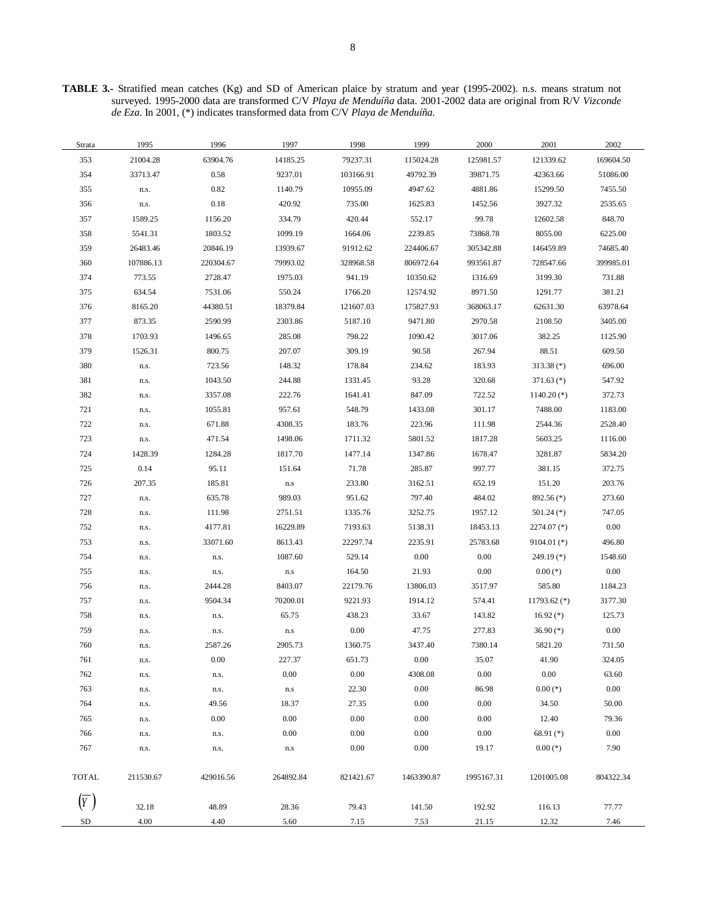**TABLE 3.-** Stratified mean catches (Kg) and SD of American plaice by stratum and year (1995-2002). n.s. means stratum not surveyed. 1995-2000 data are transformed C/V *Playa de Menduíña* data. 2001-2002 data are original from R/V *Vizconde de Eza.* In 2001, (*) indicates transformed data from C/V *Playa de Menduíña.*

| Strata | 1995 | 1996 | 1997 | 1998 | 1999 | 2000 | 2001 | 2002 |
|---|---|---|---|---|---|---|---|---|
| 353 | 21004.28 | 63904.76 | 14185.25 | 79237.31 | 115024.28 | 125981.57 | 121339.62 | 169604.50 |
| 354 | 33713.47 | 0.58 | 9237.01 | 103166.91 | 49792.39 | 39871.75 | 42363.66 | 51086.00 |
| 355 | n.s. | 0.82 | 1140.79 | 10955.09 | 4947.62 | 4881.86 | 15299.50 | 7455.50 |
| 356 | n.s. | 0.18 | 420.92 | 735.00 | 1625.83 | 1452.56 | 3927.32 | 2535.65 |
| 357 | 1589.25 | 1156.20 | 334.79 | 420.44 | 552.17 | 99.78 | 12602.58 | 848.70 |
| 358 | 5541.31 | 1803.52 | 1099.19 | 1664.06 | 2239.85 | 73868.78 | 8055.00 | 6225.00 |
| 359 | 26483.46 | 20846.19 | 13939.67 | 91912.62 | 224406.67 | 305342.88 | 146459.89 | 74685.40 |
| 360 | 107886.13 | 220304.67 | 79993.02 | 328968.58 | 806972.64 | 993561.87 | 728547.66 | 399985.01 |
| 374 | 773.55 | 2728.47 | 1975.03 | 941.19 | 10350.62 | 1316.69 | 3199.30 | 731.88 |
| 375 | 634.54 | 7531.06 | 550.24 | 1766.20 | 12574.92 | 8971.50 | 1291.77 | 381.21 |
| 376 | 8165.20 | 44380.51 | 18379.84 | 121607.03 | 175827.93 | 368063.17 | 62631.30 | 63978.64 |
| 377 | 873.35 | 2590.99 | 2303.86 | 5187.10 | 9471.80 | 2970.58 | 2108.50 | 3405.00 |
| 378 | 1703.93 | 1496.65 | 285.08 | 798.22 | 1090.42 | 3017.06 | 382.25 | 1125.90 |
| 379 | 1526.31 | 800.75 | 207.07 | 309.19 | 90.58 | 267.94 | 88.51 | 609.50 |
| 380 | n.s. | 723.56 | 148.32 | 178.84 | 234.62 | 183.93 | 313.38 (*) | 696.00 |
| 381 | n.s. | 1043.50 | 244.88 | 1331.45 | 93.28 | 320.68 | 371.63 (*) | 547.92 |
| 382 | n.s. | 3357.08 | 222.76 | 1641.41 | 847.09 | 722.52 | 1140.20 (*) | 372.73 |
| 721 | n.s. | 1055.81 | 957.61 | 548.79 | 1433.08 | 301.17 | 7488.00 | 1183.00 |
| 722 | n.s. | 671.88 | 4308.35 | 183.76 | 223.96 | 111.98 | 2544.36 | 2528.40 |
| 723 | n.s. | 471.54 | 1498.06 | 1711.32 | 5801.52 | 1817.28 | 5603.25 | 1116.00 |
| 724 | 1428.39 | 1284.28 | 1817.70 | 1477.14 | 1347.86 | 1678.47 | 3281.87 | 5834.20 |
| 725 | 0.14 | 95.11 | 151.64 | 71.78 | 285.87 | 997.77 | 381.15 | 372.75 |
| 726 | 207.35 | 185.81 | n.s | 233.80 | 3162.51 | 652.19 | 151.20 | 203.76 |
| 727 | n.s. | 635.78 | 989.03 | 951.62 | 797.40 | 484.02 | 892.56 (*) | 273.60 |
| 728 | n.s. | 111.98 | 2751.51 | 1335.76 | 3252.75 | 1957.12 | 501.24 (*) | 747.05 |
| 752 | n.s. | 4177.81 | 16229.89 | 7193.63 | 5138.31 | 18453.13 | 2274.07 (*) | 0.00 |
| 753 | n.s. | 33071.60 | 8613.43 | 22297.74 | 2235.91 | 25783.68 | 9104.01 (*) | 496.80 |
| 754 | n.s. | n.s. | 1087.60 | 529.14 | 0.00 | 0.00 | 249.19 (*) | 1548.60 |
| 755 | n.s. | n.s. | n.s | 164.50 | 21.93 | 0.00 | 0.00 (*) | 0.00 |
| 756 | n.s. | 2444.28 | 8403.07 | 22179.76 | 13806.03 | 3517.97 | 585.80 | 1184.23 |
| 757 | n.s. | 9504.34 | 70200.01 | 9221.93 | 1914.12 | 574.41 | 11793.62 (*) | 3177.30 |
| 758 | n.s. | n.s. | 65.75 | 438.23 | 33.67 | 143.82 | 16.92 (*) | 125.73 |
| 759 | n.s. | n.s. | n.s | 0.00 | 47.75 | 277.83 | 36.90 (*) | 0.00 |
| 760 | n.s. | 2587.26 | 2905.73 | 1360.75 | 3437.40 | 7380.14 | 5821.20 | 731.50 |
| 761 | n.s. | 0.00 | 227.37 | 651.73 | 0.00 | 35.07 | 41.90 | 324.05 |
| 762 | n.s. | n.s. | 0.00 | 0.00 | 4308.08 | 0.00 | 0.00 | 63.60 |
| 763 | n.s. | n.s. | n.s | 22.30 | 0.00 | 86.98 | 0.00 (*) | 0.00 |
| 764 | n.s. | 49.56 | 18.37 | 27.35 | 0.00 | 0.00 | 34.50 | 50.00 |
| 765 | n.s. | 0.00 | 0.00 | 0.00 | 0.00 | 0.00 | 12.40 | 79.36 |
| 766 | n.s. | n.s. | 0.00 | 0.00 | 0.00 | 0.00 | 68.91 (*) | 0.00 |
| 767 | n.s. | n.s. | n.s | 0.00 | 0.00 | 19.17 | 0.00 (*) | 7.90 |
| TOTAL | 211530.67 | 429016.56 | 264892.84 | 821421.67 | 1463390.87 | 1995167.31 | 1201005.08 | 804322.34 |
| $(\overline{Y})$ | 32.18 | 48.89 | 28.36 | 79.43 | 141.50 | 192.92 | 116.13 | 77.77 |
| SD | 4.00 | 4.40 | 5.60 | 7.15 | 7.53 | 21.15 | 12.32 | 7.46 |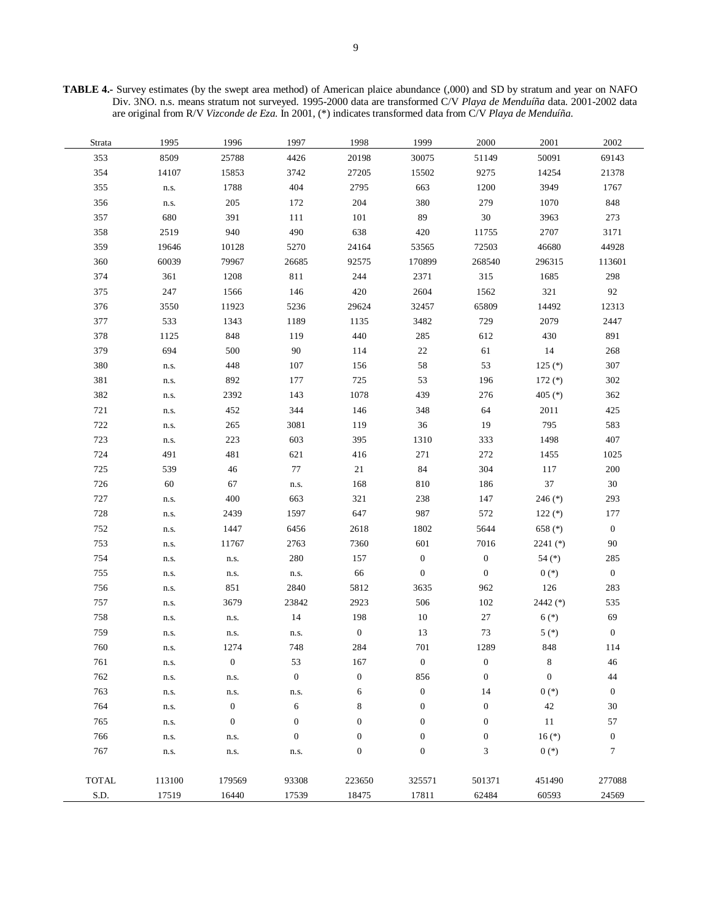**TABLE 4.-** Survey estimates (by the swept area method) of American plaice abundance (,000) and SD by stratum and year on NAFO Div. 3NO. n.s. means stratum not surveyed. 1995-2000 data are transformed C/V *Playa de Menduíña* data. 2001-2002 data are original from R/V *Vizconde de Eza*. In 2001, (*) indicates transformed data from C/V *Playa de Menduíña*.

| Strata | 1995 | 1996 | 1997 | 1998 | 1999 | 2000 | 2001 | 2002 |
|---|---|---|---|---|---|---|---|---|
| 353 | 8509 | 25788 | 4426 | 20198 | 30075 | 51149 | 50091 | 69143 |
| 354 | 14107 | 15853 | 3742 | 27205 | 15502 | 9275 | 14254 | 21378 |
| 355 | n.s. | 1788 | 404 | 2795 | 663 | 1200 | 3949 | 1767 |
| 356 | n.s. | 205 | 172 | 204 | 380 | 279 | 1070 | 848 |
| 357 | 680 | 391 | 111 | 101 | 89 | 30 | 3963 | 273 |
| 358 | 2519 | 940 | 490 | 638 | 420 | 11755 | 2707 | 3171 |
| 359 | 19646 | 10128 | 5270 | 24164 | 53565 | 72503 | 46680 | 44928 |
| 360 | 60039 | 79967 | 26685 | 92575 | 170899 | 268540 | 296315 | 113601 |
| 374 | 361 | 1208 | 811 | 244 | 2371 | 315 | 1685 | 298 |
| 375 | 247 | 1566 | 146 | 420 | 2604 | 1562 | 321 | 92 |
| 376 | 3550 | 11923 | 5236 | 29624 | 32457 | 65809 | 14492 | 12313 |
| 377 | 533 | 1343 | 1189 | 1135 | 3482 | 729 | 2079 | 2447 |
| 378 | 1125 | 848 | 119 | 440 | 285 | 612 | 430 | 891 |
| 379 | 694 | 500 | 90 | 114 | 22 | 61 | 14 | 268 |
| 380 | n.s. | 448 | 107 | 156 | 58 | 53 | 125 (*) | 307 |
| 381 | n.s. | 892 | 177 | 725 | 53 | 196 | 172 (*) | 302 |
| 382 | n.s. | 2392 | 143 | 1078 | 439 | 276 | 405 (*) | 362 |
| 721 | n.s. | 452 | 344 | 146 | 348 | 64 | 2011 | 425 |
| 722 | n.s. | 265 | 3081 | 119 | 36 | 19 | 795 | 583 |
| 723 | n.s. | 223 | 603 | 395 | 1310 | 333 | 1498 | 407 |
| 724 | 491 | 481 | 621 | 416 | 271 | 272 | 1455 | 1025 |
| 725 | 539 | 46 | 77 | 21 | 84 | 304 | 117 | 200 |
| 726 | 60 | 67 | n.s. | 168 | 810 | 186 | 37 | 30 |
| 727 | n.s. | 400 | 663 | 321 | 238 | 147 | 246 (*) | 293 |
| 728 | n.s. | 2439 | 1597 | 647 | 987 | 572 | 122 (*) | 177 |
| 752 | n.s. | 1447 | 6456 | 2618 | 1802 | 5644 | 658 (*) | 0 |
| 753 | n.s. | 11767 | 2763 | 7360 | 601 | 7016 | 2241 (*) | 90 |
| 754 | n.s. | n.s. | 280 | 157 | 0 | 0 | 54 (*) | 285 |
| 755 | n.s. | n.s. | n.s. | 66 | 0 | 0 | 0 (*) | 0 |
| 756 | n.s. | 851 | 2840 | 5812 | 3635 | 962 | 126 | 283 |
| 757 | n.s. | 3679 | 23842 | 2923 | 506 | 102 | 2442 (*) | 535 |
| 758 | n.s. | n.s. | 14 | 198 | 10 | 27 | 6 (*) | 69 |
| 759 | n.s. | n.s. | n.s. | 0 | 13 | 73 | 5 (*) | 0 |
| 760 | n.s. | 1274 | 748 | 284 | 701 | 1289 | 848 | 114 |
| 761 | n.s. | 0 | 53 | 167 | 0 | 0 | 8 | 46 |
| 762 | n.s. | n.s. | 0 | 0 | 856 | 0 | 0 | 44 |
| 763 | n.s. | n.s. | n.s. | 6 | 0 | 14 | 0 (*) | 0 |
| 764 | n.s. | 0 | 6 | 8 | 0 | 0 | 42 | 30 |
| 765 | n.s. | 0 | 0 | 0 | 0 | 0 | 11 | 57 |
| 766 | n.s. | n.s. | 0 | 0 | 0 | 0 | 16 (*) | 0 |
| 767 | n.s. | n.s. | n.s. | 0 | 0 | 3 | 0 (*) | 7 |
| TOTAL | 113100 | 179569 | 93308 | 223650 | 325571 | 501371 | 451490 | 277088 |
| S.D. | 17519 | 16440 | 17539 | 18475 | 17811 | 62484 | 60593 | 24569 |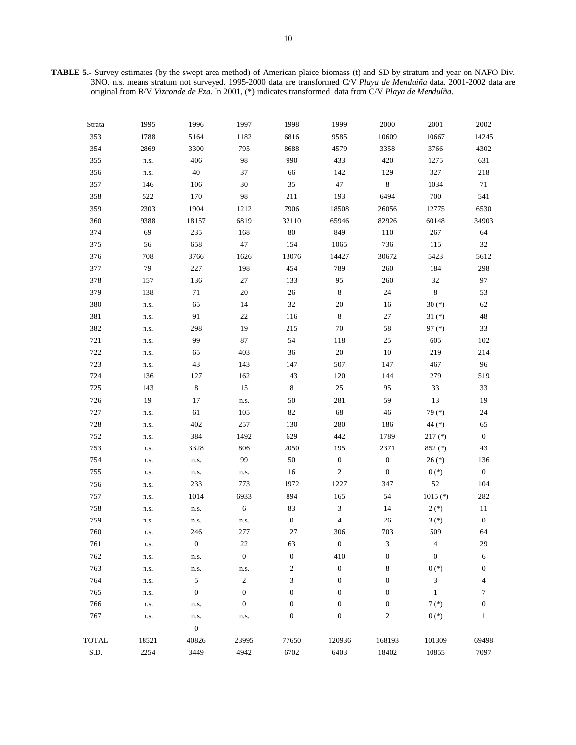**TABLE 5.-** Survey estimates (by the swept area method) of American plaice biomass (t) and SD by stratum and year on NAFO Div. 3NO. n.s. means stratum not surveyed. 1995-2000 data are transformed C/V *Playa de Menduíña* data. 2001-2002 data are original from R/V *Vizconde de Eza.* In 2001, (*) indicates transformed data from C/V *Playa de Menduíña.*

| Strata | 1995 | 1996 | 1997 | 1998 | 1999 | 2000 | 2001 | 2002 |
|---|---|---|---|---|---|---|---|---|
| 353 | 1788 | 5164 | 1182 | 6816 | 9585 | 10609 | 10667 | 14245 |
| 354 | 2869 | 3300 | 795 | 8688 | 4579 | 3358 | 3766 | 4302 |
| 355 | n.s. | 406 | 98 | 990 | 433 | 420 | 1275 | 631 |
| 356 | n.s. | 40 | 37 | 66 | 142 | 129 | 327 | 218 |
| 357 | 146 | 106 | 30 | 35 | 47 | 8 | 1034 | 71 |
| 358 | 522 | 170 | 98 | 211 | 193 | 6494 | 700 | 541 |
| 359 | 2303 | 1904 | 1212 | 7906 | 18508 | 26056 | 12775 | 6530 |
| 360 | 9388 | 18157 | 6819 | 32110 | 65946 | 82926 | 60148 | 34903 |
| 374 | 69 | 235 | 168 | 80 | 849 | 110 | 267 | 64 |
| 375 | 56 | 658 | 47 | 154 | 1065 | 736 | 115 | 32 |
| 376 | 708 | 3766 | 1626 | 13076 | 14427 | 30672 | 5423 | 5612 |
| 377 | 79 | 227 | 198 | 454 | 789 | 260 | 184 | 298 |
| 378 | 157 | 136 | 27 | 133 | 95 | 260 | 32 | 97 |
| 379 | 138 | 71 | 20 | 26 | 8 | 24 | 8 | 53 |
| 380 | n.s. | 65 | 14 | 32 | 20 | 16 | 30 (*) | 62 |
| 381 | n.s. | 91 | 22 | 116 | 8 | 27 | 31 (*) | 48 |
| 382 | n.s. | 298 | 19 | 215 | 70 | 58 | 97 (*) | 33 |
| 721 | n.s. | 99 | 87 | 54 | 118 | 25 | 605 | 102 |
| 722 | n.s. | 65 | 403 | 36 | 20 | 10 | 219 | 214 |
| 723 | n.s. | 43 | 143 | 147 | 507 | 147 | 467 | 96 |
| 724 | 136 | 127 | 162 | 143 | 120 | 144 | 279 | 519 |
| 725 | 143 | 8 | 15 | 8 | 25 | 95 | 33 | 33 |
| 726 | 19 | 17 | n.s. | 50 | 281 | 59 | 13 | 19 |
| 727 | n.s. | 61 | 105 | 82 | 68 | 46 | 79 (*) | 24 |
| 728 | n.s. | 402 | 257 | 130 | 280 | 186 | 44 (*) | 65 |
| 752 | n.s. | 384 | 1492 | 629 | 442 | 1789 | 217 (*) | 0 |
| 753 | n.s. | 3328 | 806 | 2050 | 195 | 2371 | 852 (*) | 43 |
| 754 | n.s. | n.s. | 99 | 50 | 0 | 0 | 26 (*) | 136 |
| 755 | n.s. | n.s. | n.s. | 16 | 2 | 0 | 0 (*) | 0 |
| 756 | n.s. | 233 | 773 | 1972 | 1227 | 347 | 52 | 104 |
| 757 | n.s. | 1014 | 6933 | 894 | 165 | 54 | 1015 (*) | 282 |
| 758 | n.s. | n.s. | 6 | 83 | 3 | 14 | 2 (*) | 11 |
| 759 | n.s. | n.s. | n.s. | 0 | 4 | 26 | 3 (*) | 0 |
| 760 | n.s. | 246 | 277 | 127 | 306 | 703 | 509 | 64 |
| 761 | n.s. | 0 | 22 | 63 | 0 | 3 | 4 | 29 |
| 762 | n.s. | n.s. | 0 | 0 | 410 | 0 | 0 | 6 |
| 763 | n.s. | n.s. | n.s. | 2 | 0 | 8 | 0 (*) | 0 |
| 764 | n.s. | 5 | 2 | 3 | 0 | 0 | 3 | 4 |
| 765 | n.s. | 0 | 0 | 0 | 0 | 0 | 1 | 7 |
| 766 | n.s. | n.s. | 0 | 0 | 0 | 0 | 7 (*) | 0 |
| 767 | n.s. | n.s. | n.s. | 0 | 0 | 2 | 0 (*) | 1 |
| | | 0 | | | | | | |
| TOTAL | 18521 | 40826 | 23995 | 77650 | 120936 | 168193 | 101309 | 69498 |
| S.D. | 2254 | 3449 | 4942 | 6702 | 6403 | 18402 | 10855 | 7097 |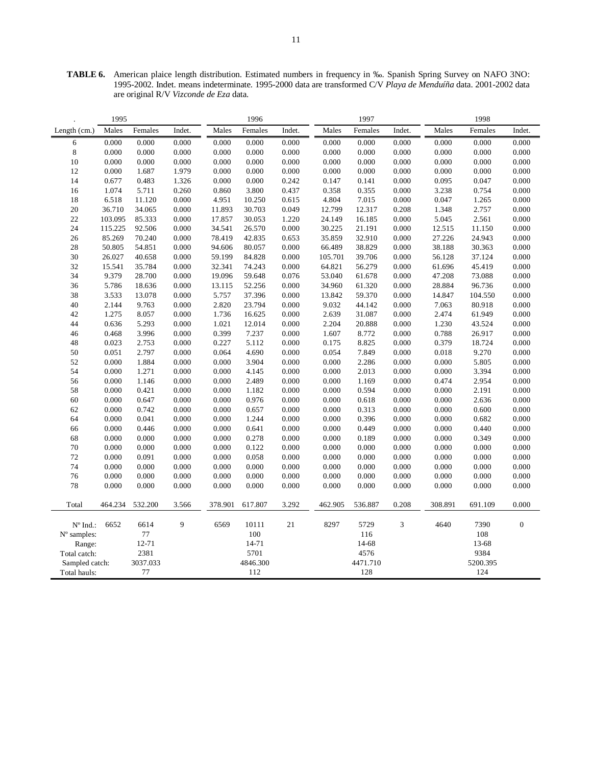**TABLE 6.** American plaice length distribution. Estimated numbers in frequency in ‰. Spanish Spring Survey on NAFO 3NO: 1995-2002. Indet. means indeterminate. 1995-2000 data are transformed C/V *Playa de Menduíña* data. 2001-2002 data are original R/V *Vizconde de Eza* data.

| . | 1995 | | | 1996 | | | 1997 | | | 1998 | | |
|---|---|---|---|---|---|---|---|---|---|---|---|---|
| Length (cm.) | Males | Females | Indet. | Males | Females | Indet. | Males | Females | Indet. | Males | Females | Indet. |
| 6 | 0.000 | 0.000 | 0.000 | 0.000 | 0.000 | 0.000 | 0.000 | 0.000 | 0.000 | 0.000 | 0.000 | 0.000 |
| 8 | 0.000 | 0.000 | 0.000 | 0.000 | 0.000 | 0.000 | 0.000 | 0.000 | 0.000 | 0.000 | 0.000 | 0.000 |
| 10 | 0.000 | 0.000 | 0.000 | 0.000 | 0.000 | 0.000 | 0.000 | 0.000 | 0.000 | 0.000 | 0.000 | 0.000 |
| 12 | 0.000 | 1.687 | 1.979 | 0.000 | 0.000 | 0.000 | 0.000 | 0.000 | 0.000 | 0.000 | 0.000 | 0.000 |
| 14 | 0.677 | 0.483 | 1.326 | 0.000 | 0.000 | 0.242 | 0.147 | 0.141 | 0.000 | 0.095 | 0.047 | 0.000 |
| 16 | 1.074 | 5.711 | 0.260 | 0.860 | 3.800 | 0.437 | 0.358 | 0.355 | 0.000 | 3.238 | 0.754 | 0.000 |
| 18 | 6.518 | 11.120 | 0.000 | 4.951 | 10.250 | 0.615 | 4.804 | 7.015 | 0.000 | 0.047 | 1.265 | 0.000 |
| 20 | 36.710 | 34.065 | 0.000 | 11.893 | 30.703 | 0.049 | 12.799 | 12.317 | 0.208 | 1.348 | 2.757 | 0.000 |
| 22 | 103.095 | 85.333 | 0.000 | 17.857 | 30.053 | 1.220 | 24.149 | 16.185 | 0.000 | 5.045 | 2.561 | 0.000 |
| 24 | 115.225 | 92.506 | 0.000 | 34.541 | 26.570 | 0.000 | 30.225 | 21.191 | 0.000 | 12.515 | 11.150 | 0.000 |
| 26 | 85.269 | 70.240 | 0.000 | 78.419 | 42.835 | 0.653 | 35.859 | 32.910 | 0.000 | 27.226 | 24.943 | 0.000 |
| 28 | 50.805 | 54.851 | 0.000 | 94.606 | 80.057 | 0.000 | 66.489 | 38.829 | 0.000 | 38.188 | 30.363 | 0.000 |
| 30 | 26.027 | 40.658 | 0.000 | 59.199 | 84.828 | 0.000 | 105.701 | 39.706 | 0.000 | 56.128 | 37.124 | 0.000 |
| 32 | 15.541 | 35.784 | 0.000 | 32.341 | 74.243 | 0.000 | 64.821 | 56.279 | 0.000 | 61.696 | 45.419 | 0.000 |
| 34 | 9.379 | 28.700 | 0.000 | 19.096 | 59.648 | 0.076 | 53.040 | 61.678 | 0.000 | 47.208 | 73.088 | 0.000 |
| 36 | 5.786 | 18.636 | 0.000 | 13.115 | 52.256 | 0.000 | 34.960 | 61.320 | 0.000 | 28.884 | 96.736 | 0.000 |
| 38 | 3.533 | 13.078 | 0.000 | 5.757 | 37.396 | 0.000 | 13.842 | 59.370 | 0.000 | 14.847 | 104.550 | 0.000 |
| 40 | 2.144 | 9.763 | 0.000 | 2.820 | 23.794 | 0.000 | 9.032 | 44.142 | 0.000 | 7.063 | 80.918 | 0.000 |
| 42 | 1.275 | 8.057 | 0.000 | 1.736 | 16.625 | 0.000 | 2.639 | 31.087 | 0.000 | 2.474 | 61.949 | 0.000 |
| 44 | 0.636 | 5.293 | 0.000 | 1.021 | 12.014 | 0.000 | 2.204 | 20.888 | 0.000 | 1.230 | 43.524 | 0.000 |
| 46 | 0.468 | 3.996 | 0.000 | 0.399 | 7.237 | 0.000 | 1.607 | 8.772 | 0.000 | 0.788 | 26.917 | 0.000 |
| 48 | 0.023 | 2.753 | 0.000 | 0.227 | 5.112 | 0.000 | 0.175 | 8.825 | 0.000 | 0.379 | 18.724 | 0.000 |
| 50 | 0.051 | 2.797 | 0.000 | 0.064 | 4.690 | 0.000 | 0.054 | 7.849 | 0.000 | 0.018 | 9.270 | 0.000 |
| 52 | 0.000 | 1.884 | 0.000 | 0.000 | 3.904 | 0.000 | 0.000 | 2.286 | 0.000 | 0.000 | 5.805 | 0.000 |
| 54 | 0.000 | 1.271 | 0.000 | 0.000 | 4.145 | 0.000 | 0.000 | 2.013 | 0.000 | 0.000 | 3.394 | 0.000 |
| 56 | 0.000 | 1.146 | 0.000 | 0.000 | 2.489 | 0.000 | 0.000 | 1.169 | 0.000 | 0.474 | 2.954 | 0.000 |
| 58 | 0.000 | 0.421 | 0.000 | 0.000 | 1.182 | 0.000 | 0.000 | 0.594 | 0.000 | 0.000 | 2.191 | 0.000 |
| 60 | 0.000 | 0.647 | 0.000 | 0.000 | 0.976 | 0.000 | 0.000 | 0.618 | 0.000 | 0.000 | 2.636 | 0.000 |
| 62 | 0.000 | 0.742 | 0.000 | 0.000 | 0.657 | 0.000 | 0.000 | 0.313 | 0.000 | 0.000 | 0.600 | 0.000 |
| 64 | 0.000 | 0.041 | 0.000 | 0.000 | 1.244 | 0.000 | 0.000 | 0.396 | 0.000 | 0.000 | 0.682 | 0.000 |
| 66 | 0.000 | 0.446 | 0.000 | 0.000 | 0.641 | 0.000 | 0.000 | 0.449 | 0.000 | 0.000 | 0.440 | 0.000 |
| 68 | 0.000 | 0.000 | 0.000 | 0.000 | 0.278 | 0.000 | 0.000 | 0.189 | 0.000 | 0.000 | 0.349 | 0.000 |
| 70 | 0.000 | 0.000 | 0.000 | 0.000 | 0.122 | 0.000 | 0.000 | 0.000 | 0.000 | 0.000 | 0.000 | 0.000 |
| 72 | 0.000 | 0.091 | 0.000 | 0.000 | 0.058 | 0.000 | 0.000 | 0.000 | 0.000 | 0.000 | 0.000 | 0.000 |
| 74 | 0.000 | 0.000 | 0.000 | 0.000 | 0.000 | 0.000 | 0.000 | 0.000 | 0.000 | 0.000 | 0.000 | 0.000 |
| 76 | 0.000 | 0.000 | 0.000 | 0.000 | 0.000 | 0.000 | 0.000 | 0.000 | 0.000 | 0.000 | 0.000 | 0.000 |
| 78 | 0.000 | 0.000 | 0.000 | 0.000 | 0.000 | 0.000 | 0.000 | 0.000 | 0.000 | 0.000 | 0.000 | 0.000 |
| Total | 464.234 | 532.200 | 3.566 | 378.901 | 617.807 | 3.292 | 462.905 | 536.887 | 0.208 | 308.891 | 691.109 | 0.000 |
| Nº Ind.: | 6652 | 6614 | 9 | 6569 | 10111 | 21 | 8297 | 5729 | 3 | 4640 | 7390 | 0 |
| Nº samples: | | 77 | | | 100 | | | 116 | | | 108 | |
| Range: | | 12-71 | | | 14-71 | | | 14-68 | | | 13-68 | |
| Total catch: | | 2381 | | | 5701 | | | 4576 | | | 9384 | |
| Sampled catch: | | 3037.033 | | | 4846.300 | | | 4471.710 | | | 5200.395 | |
| Total hauls: | | 77 | | | 112 | | | 128 | | | 124 | |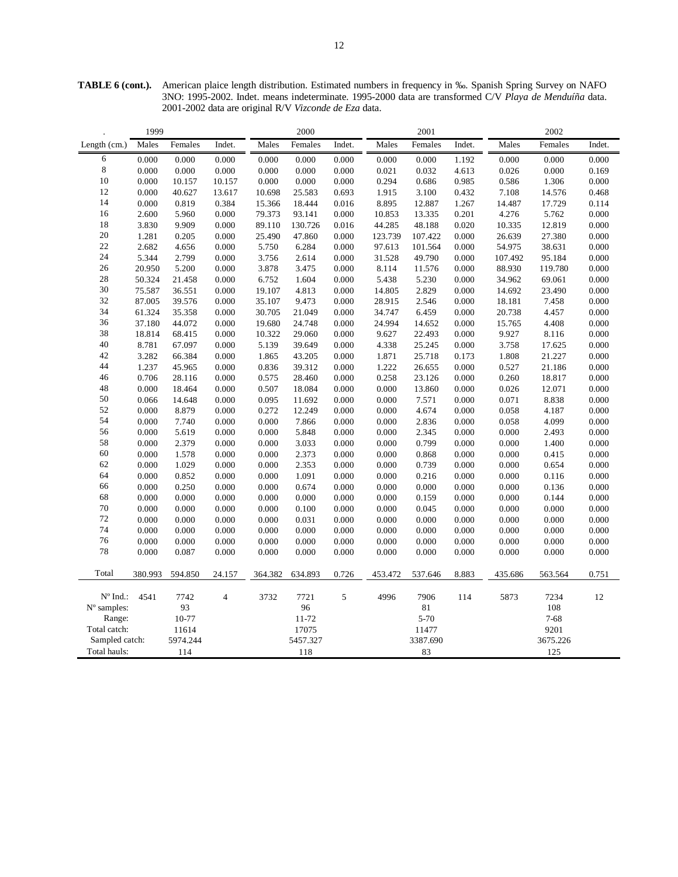**TABLE 6 (cont.).** American plaice length distribution. Estimated numbers in frequency in ‰. Spanish Spring Survey on NAFO 3NO: 1995-2002. Indet. means indeterminate. 1995-2000 data are transformed C/V *Playa de Menduíña* data. 2001-2002 data are original R/V *Vizconde de Eza* data.

| . | 1999 | | | 2000 | | | 2001 | | | 2002 | | |
|---|---|---|---|---|---|---|---|---|---|---|---|---|
| Length (cm.) | Males | Females | Indet. | Males | Females | Indet. | Males | Females | Indet. | Males | Females | Indet. |
| 6 | 0.000 | 0.000 | 0.000 | 0.000 | 0.000 | 0.000 | 0.000 | 0.000 | 1.192 | 0.000 | 0.000 | 0.000 |
| 8 | 0.000 | 0.000 | 0.000 | 0.000 | 0.000 | 0.000 | 0.021 | 0.032 | 4.613 | 0.026 | 0.000 | 0.169 |
| 10 | 0.000 | 10.157 | 10.157 | 0.000 | 0.000 | 0.000 | 0.294 | 0.686 | 0.985 | 0.586 | 1.306 | 0.000 |
| 12 | 0.000 | 40.627 | 13.617 | 10.698 | 25.583 | 0.693 | 1.915 | 3.100 | 0.432 | 7.108 | 14.576 | 0.468 |
| 14 | 0.000 | 0.819 | 0.384 | 15.366 | 18.444 | 0.016 | 8.895 | 12.887 | 1.267 | 14.487 | 17.729 | 0.114 |
| 16 | 2.600 | 5.960 | 0.000 | 79.373 | 93.141 | 0.000 | 10.853 | 13.335 | 0.201 | 4.276 | 5.762 | 0.000 |
| 18 | 3.830 | 9.909 | 0.000 | 89.110 | 130.726 | 0.016 | 44.285 | 48.188 | 0.020 | 10.335 | 12.819 | 0.000 |
| 20 | 1.281 | 0.205 | 0.000 | 25.490 | 47.860 | 0.000 | 123.739 | 107.422 | 0.000 | 26.639 | 27.380 | 0.000 |
| 22 | 2.682 | 4.656 | 0.000 | 5.750 | 6.284 | 0.000 | 97.613 | 101.564 | 0.000 | 54.975 | 38.631 | 0.000 |
| 24 | 5.344 | 2.799 | 0.000 | 3.756 | 2.614 | 0.000 | 31.528 | 49.790 | 0.000 | 107.492 | 95.184 | 0.000 |
| 26 | 20.950 | 5.200 | 0.000 | 3.878 | 3.475 | 0.000 | 8.114 | 11.576 | 0.000 | 88.930 | 119.780 | 0.000 |
| 28 | 50.324 | 21.458 | 0.000 | 6.752 | 1.604 | 0.000 | 5.438 | 5.230 | 0.000 | 34.962 | 69.061 | 0.000 |
| 30 | 75.587 | 36.551 | 0.000 | 19.107 | 4.813 | 0.000 | 14.805 | 2.829 | 0.000 | 14.692 | 23.490 | 0.000 |
| 32 | 87.005 | 39.576 | 0.000 | 35.107 | 9.473 | 0.000 | 28.915 | 2.546 | 0.000 | 18.181 | 7.458 | 0.000 |
| 34 | 61.324 | 35.358 | 0.000 | 30.705 | 21.049 | 0.000 | 34.747 | 6.459 | 0.000 | 20.738 | 4.457 | 0.000 |
| 36 | 37.180 | 44.072 | 0.000 | 19.680 | 24.748 | 0.000 | 24.994 | 14.652 | 0.000 | 15.765 | 4.408 | 0.000 |
| 38 | 18.814 | 68.415 | 0.000 | 10.322 | 29.060 | 0.000 | 9.627 | 22.493 | 0.000 | 9.927 | 8.116 | 0.000 |
| 40 | 8.781 | 67.097 | 0.000 | 5.139 | 39.649 | 0.000 | 4.338 | 25.245 | 0.000 | 3.758 | 17.625 | 0.000 |
| 42 | 3.282 | 66.384 | 0.000 | 1.865 | 43.205 | 0.000 | 1.871 | 25.718 | 0.173 | 1.808 | 21.227 | 0.000 |
| 44 | 1.237 | 45.965 | 0.000 | 0.836 | 39.312 | 0.000 | 1.222 | 26.655 | 0.000 | 0.527 | 21.186 | 0.000 |
| 46 | 0.706 | 28.116 | 0.000 | 0.575 | 28.460 | 0.000 | 0.258 | 23.126 | 0.000 | 0.260 | 18.817 | 0.000 |
| 48 | 0.000 | 18.464 | 0.000 | 0.507 | 18.084 | 0.000 | 0.000 | 13.860 | 0.000 | 0.026 | 12.071 | 0.000 |
| 50 | 0.066 | 14.648 | 0.000 | 0.095 | 11.692 | 0.000 | 0.000 | 7.571 | 0.000 | 0.071 | 8.838 | 0.000 |
| 52 | 0.000 | 8.879 | 0.000 | 0.272 | 12.249 | 0.000 | 0.000 | 4.674 | 0.000 | 0.058 | 4.187 | 0.000 |
| 54 | 0.000 | 7.740 | 0.000 | 0.000 | 7.866 | 0.000 | 0.000 | 2.836 | 0.000 | 0.058 | 4.099 | 0.000 |
| 56 | 0.000 | 5.619 | 0.000 | 0.000 | 5.848 | 0.000 | 0.000 | 2.345 | 0.000 | 0.000 | 2.493 | 0.000 |
| 58 | 0.000 | 2.379 | 0.000 | 0.000 | 3.033 | 0.000 | 0.000 | 0.799 | 0.000 | 0.000 | 1.400 | 0.000 |
| 60 | 0.000 | 1.578 | 0.000 | 0.000 | 2.373 | 0.000 | 0.000 | 0.868 | 0.000 | 0.000 | 0.415 | 0.000 |
| 62 | 0.000 | 1.029 | 0.000 | 0.000 | 2.353 | 0.000 | 0.000 | 0.739 | 0.000 | 0.000 | 0.654 | 0.000 |
| 64 | 0.000 | 0.852 | 0.000 | 0.000 | 1.091 | 0.000 | 0.000 | 0.216 | 0.000 | 0.000 | 0.116 | 0.000 |
| 66 | 0.000 | 0.250 | 0.000 | 0.000 | 0.674 | 0.000 | 0.000 | 0.000 | 0.000 | 0.000 | 0.136 | 0.000 |
| 68 | 0.000 | 0.000 | 0.000 | 0.000 | 0.000 | 0.000 | 0.000 | 0.159 | 0.000 | 0.000 | 0.144 | 0.000 |
| 70 | 0.000 | 0.000 | 0.000 | 0.000 | 0.100 | 0.000 | 0.000 | 0.045 | 0.000 | 0.000 | 0.000 | 0.000 |
| 72 | 0.000 | 0.000 | 0.000 | 0.000 | 0.031 | 0.000 | 0.000 | 0.000 | 0.000 | 0.000 | 0.000 | 0.000 |
| 74 | 0.000 | 0.000 | 0.000 | 0.000 | 0.000 | 0.000 | 0.000 | 0.000 | 0.000 | 0.000 | 0.000 | 0.000 |
| 76 | 0.000 | 0.000 | 0.000 | 0.000 | 0.000 | 0.000 | 0.000 | 0.000 | 0.000 | 0.000 | 0.000 | 0.000 |
| 78 | 0.000 | 0.087 | 0.000 | 0.000 | 0.000 | 0.000 | 0.000 | 0.000 | 0.000 | 0.000 | 0.000 | 0.000 |
| Total | 380.993 | 594.850 | 24.157 | 364.382 | 634.893 | 0.726 | 453.472 | 537.646 | 8.883 | 435.686 | 563.564 | 0.751 |
| Nº Ind.: | 4541 | 7742 | 4 | 3732 | 7721 | 5 | 4996 | 7906 | 114 | 5873 | 7234 | 12 |
| Nº samples: | | 93 | | | 96 | | | 81 | | | 108 | |
| Range: | | 10-77 | | | 11-72 | | | 5-70 | | | 7-68 | |
| Total catch: | | 11614 | | | 17075 | | | 11477 | | | 9201 | |
| Sampled catch: | | 5974.244 | | | 5457.327 | | | 3387.690 | | | 3675.226 | |
| Total hauls: | | 114 | | | 118 | | | 83 | | | 125 | |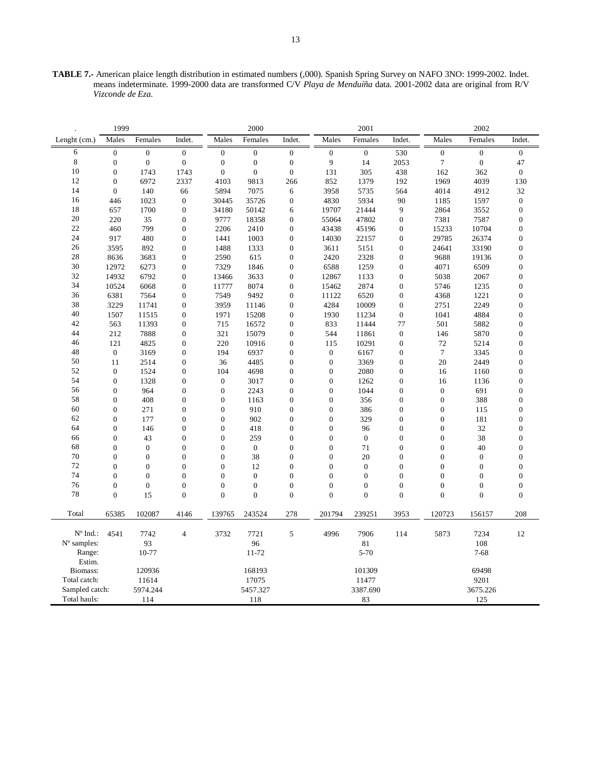**TABLE 7.-** American plaice length distribution in estimated numbers (,000). Spanish Spring Survey on NAFO 3NO: 1999-2002. Indet. means indeterminate. 1999-2000 data are transformed C/V *Playa de Menduíña* data. 2001-2002 data are original from R/V *Vizconde de Eza.*

| . | 1999 | | | 2000 | | | 2001 | | | 2002 | | |
|---|---|---|---|---|---|---|---|---|---|---|---|---|
| Lenght (cm.) | Males | Females | Indet. | Males | Females | Indet. | Males | Females | Indet. | Males | Females | Indet. |
| 6 | 0 | 0 | 0 | 0 | 0 | 0 | 0 | 0 | 530 | 0 | 0 | 0 |
| 8 | 0 | 0 | 0 | 0 | 0 | 0 | 9 | 14 | 2053 | 7 | 0 | 47 |
| 10 | 0 | 1743 | 1743 | 0 | 0 | 0 | 131 | 305 | 438 | 162 | 362 | 0 |
| 12 | 0 | 6972 | 2337 | 4103 | 9813 | 266 | 852 | 1379 | 192 | 1969 | 4039 | 130 |
| 14 | 0 | 140 | 66 | 5894 | 7075 | 6 | 3958 | 5735 | 564 | 4014 | 4912 | 32 |
| 16 | 446 | 1023 | 0 | 30445 | 35726 | 0 | 4830 | 5934 | 90 | 1185 | 1597 | 0 |
| 18 | 657 | 1700 | 0 | 34180 | 50142 | 6 | 19707 | 21444 | 9 | 2864 | 3552 | 0 |
| 20 | 220 | 35 | 0 | 9777 | 18358 | 0 | 55064 | 47802 | 0 | 7381 | 7587 | 0 |
| 22 | 460 | 799 | 0 | 2206 | 2410 | 0 | 43438 | 45196 | 0 | 15233 | 10704 | 0 |
| 24 | 917 | 480 | 0 | 1441 | 1003 | 0 | 14030 | 22157 | 0 | 29785 | 26374 | 0 |
| 26 | 3595 | 892 | 0 | 1488 | 1333 | 0 | 3611 | 5151 | 0 | 24641 | 33190 | 0 |
| 28 | 8636 | 3683 | 0 | 2590 | 615 | 0 | 2420 | 2328 | 0 | 9688 | 19136 | 0 |
| 30 | 12972 | 6273 | 0 | 7329 | 1846 | 0 | 6588 | 1259 | 0 | 4071 | 6509 | 0 |
| 32 | 14932 | 6792 | 0 | 13466 | 3633 | 0 | 12867 | 1133 | 0 | 5038 | 2067 | 0 |
| 34 | 10524 | 6068 | 0 | 11777 | 8074 | 0 | 15462 | 2874 | 0 | 5746 | 1235 | 0 |
| 36 | 6381 | 7564 | 0 | 7549 | 9492 | 0 | 11122 | 6520 | 0 | 4368 | 1221 | 0 |
| 38 | 3229 | 11741 | 0 | 3959 | 11146 | 0 | 4284 | 10009 | 0 | 2751 | 2249 | 0 |
| 40 | 1507 | 11515 | 0 | 1971 | 15208 | 0 | 1930 | 11234 | 0 | 1041 | 4884 | 0 |
| 42 | 563 | 11393 | 0 | 715 | 16572 | 0 | 833 | 11444 | 77 | 501 | 5882 | 0 |
| 44 | 212 | 7888 | 0 | 321 | 15079 | 0 | 544 | 11861 | 0 | 146 | 5870 | 0 |
| 46 | 121 | 4825 | 0 | 220 | 10916 | 0 | 115 | 10291 | 0 | 72 | 5214 | 0 |
| 48 | 0 | 3169 | 0 | 194 | 6937 | 0 | 0 | 6167 | 0 | 7 | 3345 | 0 |
| 50 | 11 | 2514 | 0 | 36 | 4485 | 0 | 0 | 3369 | 0 | 20 | 2449 | 0 |
| 52 | 0 | 1524 | 0 | 104 | 4698 | 0 | 0 | 2080 | 0 | 16 | 1160 | 0 |
| 54 | 0 | 1328 | 0 | 0 | 3017 | 0 | 0 | 1262 | 0 | 16 | 1136 | 0 |
| 56 | 0 | 964 | 0 | 0 | 2243 | 0 | 0 | 1044 | 0 | 0 | 691 | 0 |
| 58 | 0 | 408 | 0 | 0 | 1163 | 0 | 0 | 356 | 0 | 0 | 388 | 0 |
| 60 | 0 | 271 | 0 | 0 | 910 | 0 | 0 | 386 | 0 | 0 | 115 | 0 |
| 62 | 0 | 177 | 0 | 0 | 902 | 0 | 0 | 329 | 0 | 0 | 181 | 0 |
| 64 | 0 | 146 | 0 | 0 | 418 | 0 | 0 | 96 | 0 | 0 | 32 | 0 |
| 66 | 0 | 43 | 0 | 0 | 259 | 0 | 0 | 0 | 0 | 0 | 38 | 0 |
| 68 | 0 | 0 | 0 | 0 | 0 | 0 | 0 | 71 | 0 | 0 | 40 | 0 |
| 70 | 0 | 0 | 0 | 0 | 38 | 0 | 0 | 20 | 0 | 0 | 0 | 0 |
| 72 | 0 | 0 | 0 | 0 | 12 | 0 | 0 | 0 | 0 | 0 | 0 | 0 |
| 74 | 0 | 0 | 0 | 0 | 0 | 0 | 0 | 0 | 0 | 0 | 0 | 0 |
| 76 | 0 | 0 | 0 | 0 | 0 | 0 | 0 | 0 | 0 | 0 | 0 | 0 |
| 78 | 0 | 15 | 0 | 0 | 0 | 0 | 0 | 0 | 0 | 0 | 0 | 0 |
| Total | 65385 | 102087 | 4146 | 139765 | 243524 | 278 | 201794 | 239251 | 3953 | 120723 | 156157 | 208 |
| Nº Ind.: | 4541 | 7742 | 4 | 3732 | 7721 | 5 | 4996 | 7906 | 114 | 5873 | 7234 | 12 |
| Nº samples: | | 93 | | | 96 | | | 81 | | | 108 | |
| Range: | | 10-77 | | | 11-72 | | | 5-70 | | | 7-68 | |
| Estim. Biomass: | | 120936 | | | 168193 | | | 101309 | | | 69498 | |
| Total catch: | | 11614 | | | 17075 | | | 11477 | | | 9201 | |
| Sampled catch: | | 5974.244 | | | 5457.327 | | | 3387.690 | | | 3675.226 | |
| Total hauls: | | 114 | | | 118 | | | 83 | | | 125 | |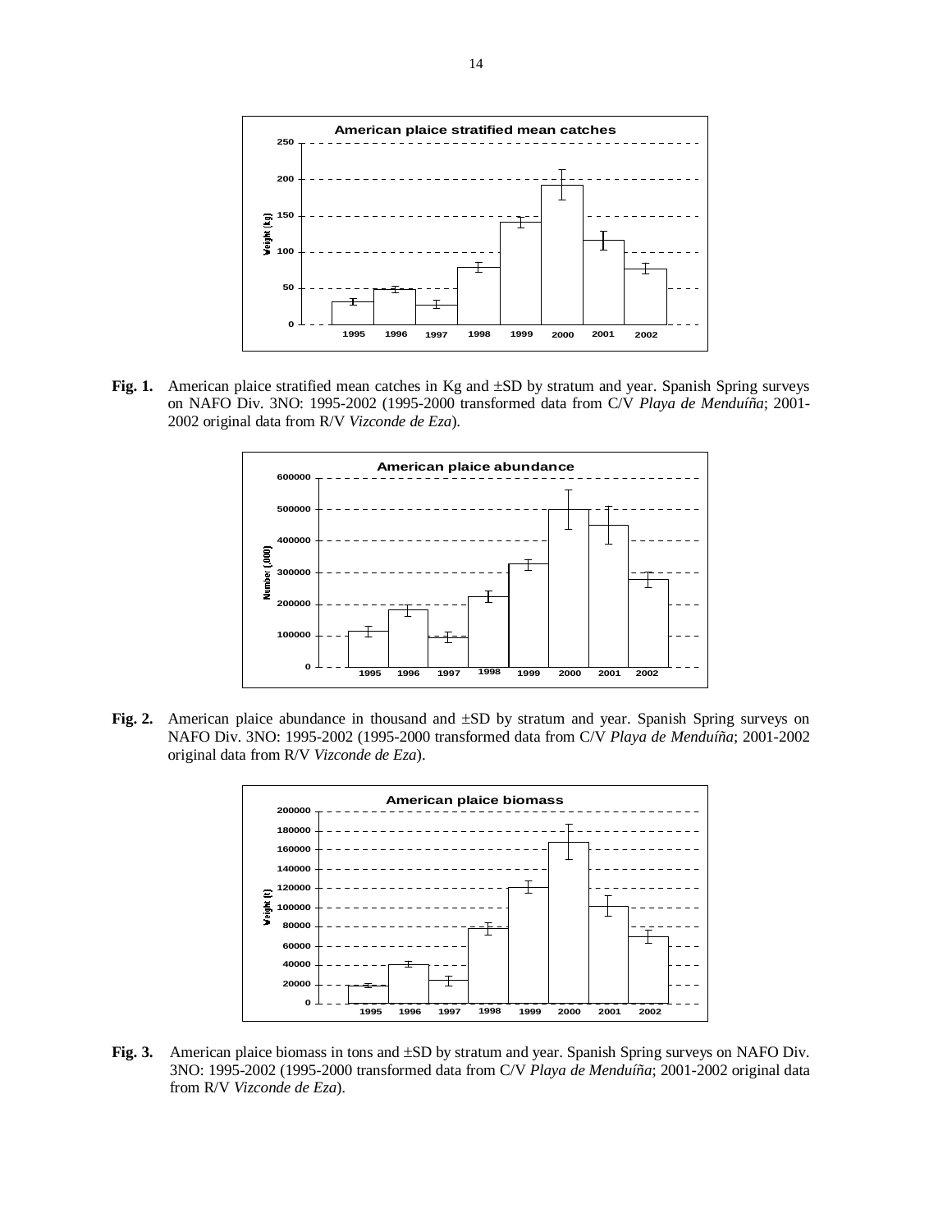**Fig. 1.** American plaice stratified mean catches in Kg and ±SD by stratum and year. Spanish Spring surveys on NAFO Div. 3NO: 1995-2002 (1995-2000 transformed data from C/V *Playa de Menduíña*; 2001-2002 original data from R/V *Vizconde de Eza*).

**Fig. 2.** American plaice abundance in thousand and ±SD by stratum and year. Spanish Spring surveys on NAFO Div. 3NO: 1995-2002 (1995-2000 transformed data from C/V *Playa de Menduíña*; 2001-2002 original data from R/V *Vizconde de Eza*).

**Fig. 3.** American plaice biomass in tons and ±SD by stratum and year. Spanish Spring surveys on NAFO Div. 3NO: 1995-2002 (1995-2000 transformed data from C/V *Playa de Menduíña*; 2001-2002 original data from R/V *Vizconde de Eza*).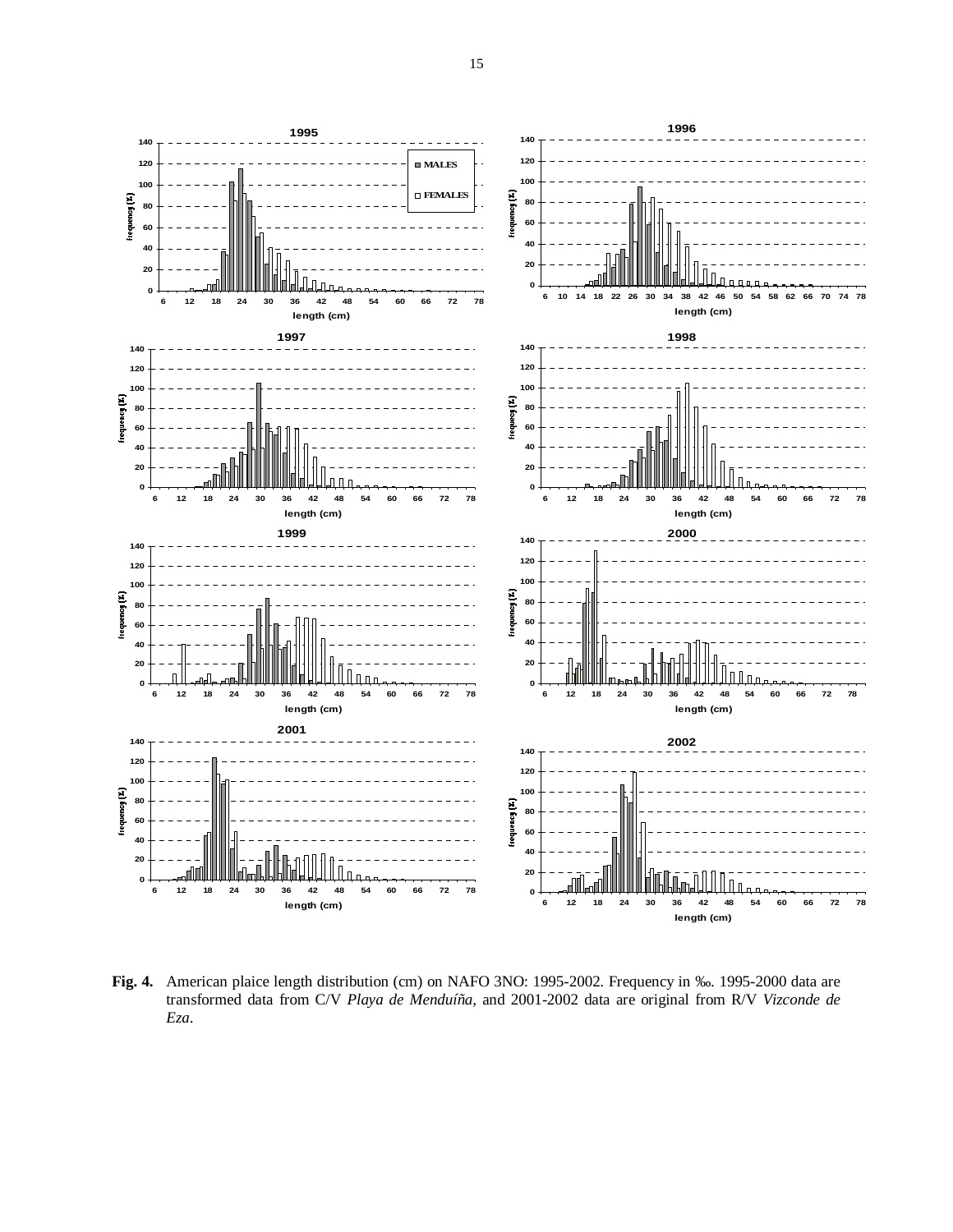**Fig. 4.** American plaice length distribution (cm) on NAFO 3NO: 1995-2002. Frequency in ‰. 1995-2000 data are transformed data from C/V *Playa de Menduíña*, and 2001-2002 data are original from R/V *Vizconde de Eza*.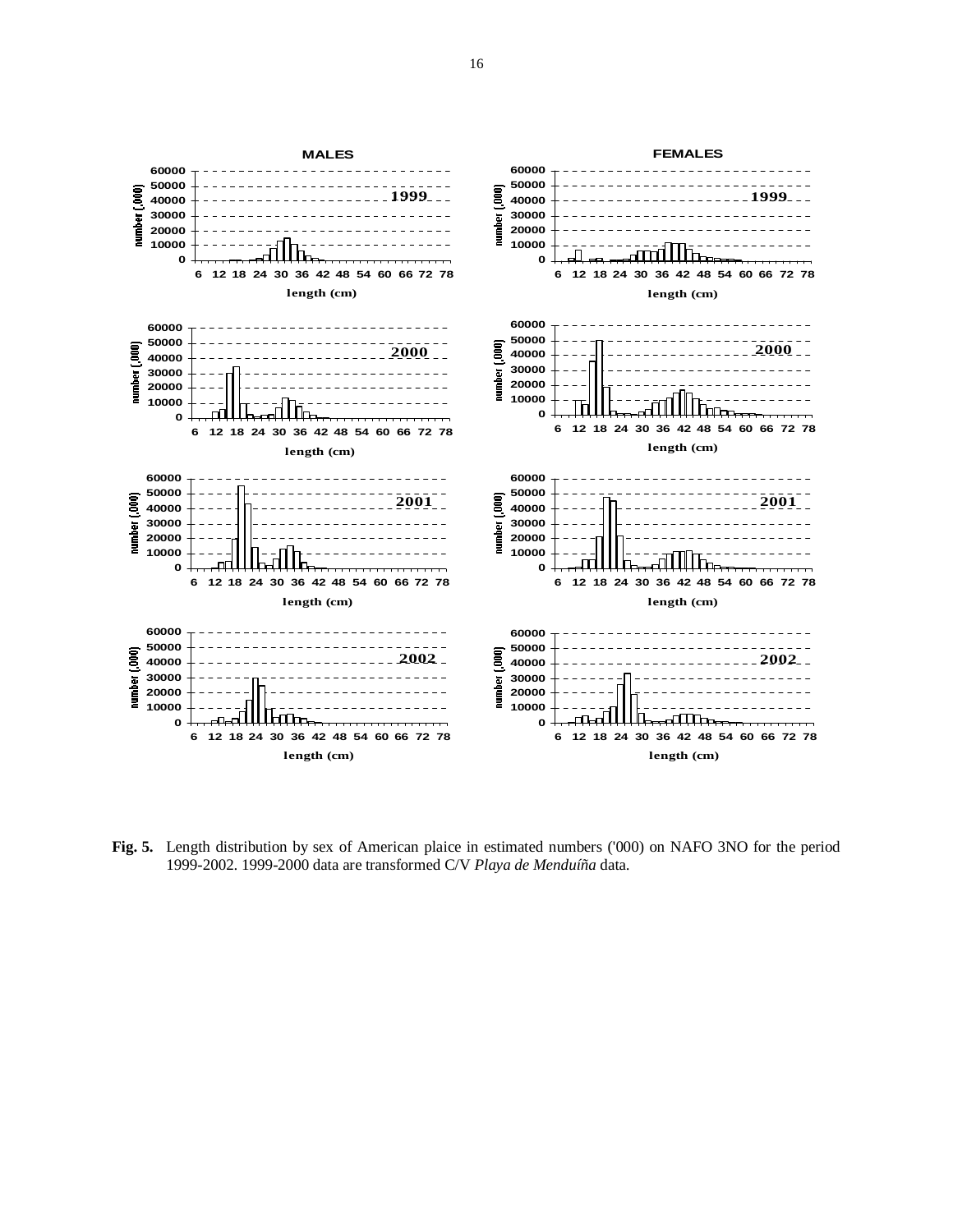**Fig. 5.** Length distribution by sex of American plaice in estimated numbers ('000) on NAFO 3NO for the period 1999-2002. 1999-2000 data are transformed C/V *Playa de Menduíña* data.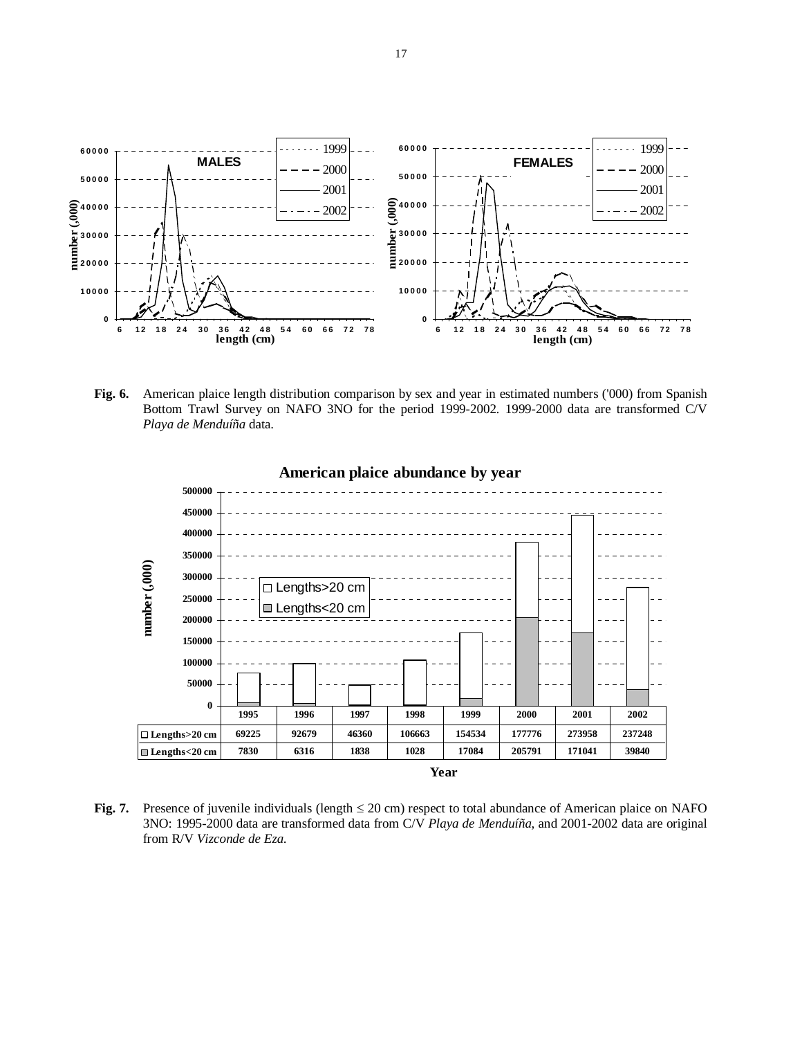MALES

number (,000)

60000
50000
40000
30000
20000
10000
0

6 12 18 24 30 36 42 48 54 60 66 72 78

length (cm)

1999
2000
2001
2002

FEMALES

number (,000)

60000
50000
40000
30000
20000
10000
0

6 12 18 24 30 36 42 48 54 60 66 72 78

length (cm)

1999
2000
2001
2002

**Fig. 6.** American plaice length distribution comparison by sex and year in estimated numbers ('000) from Spanish Bottom Trawl Survey on NAFO 3NO for the period 1999-2002. 1999-2000 data are transformed C/V *Playa de Menduíña* data.

**American plaice abundance by year**

number (,000)

500000
450000
400000
350000
300000
250000
200000
150000
100000
50000
0

Lengths>20 cm
Lengths<20 cm

| | 1995 | 1996 | 1997 | 1998 | 1999 | 2000 | 2001 | 2002 |
|---|---|---|---|---|---|---|---|---|
| Lengths>20 cm | 69225 | 92679 | 46360 | 106663 | 154534 | 177776 | 273958 | 237248 |
| Lengths<20 cm | 7830 | 6316 | 1838 | 1028 | 17084 | 205791 | 171041 | 39840 |

Year

**Fig. 7.** Presence of juvenile individuals (length ≤ 20 cm) respect to total abundance of American plaice on NAFO 3NO: 1995-2000 data are transformed data from C/V *Playa de Menduíña*, and 2001-2002 data are original from R/V *Vizconde de Eza*.